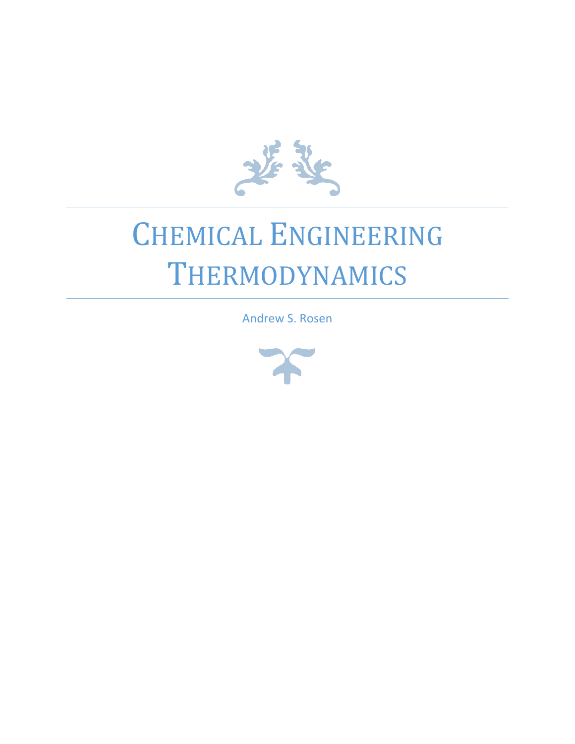# CHEMICAL ENGINEERING THERMODYNAMICS

Andrew S. Rosen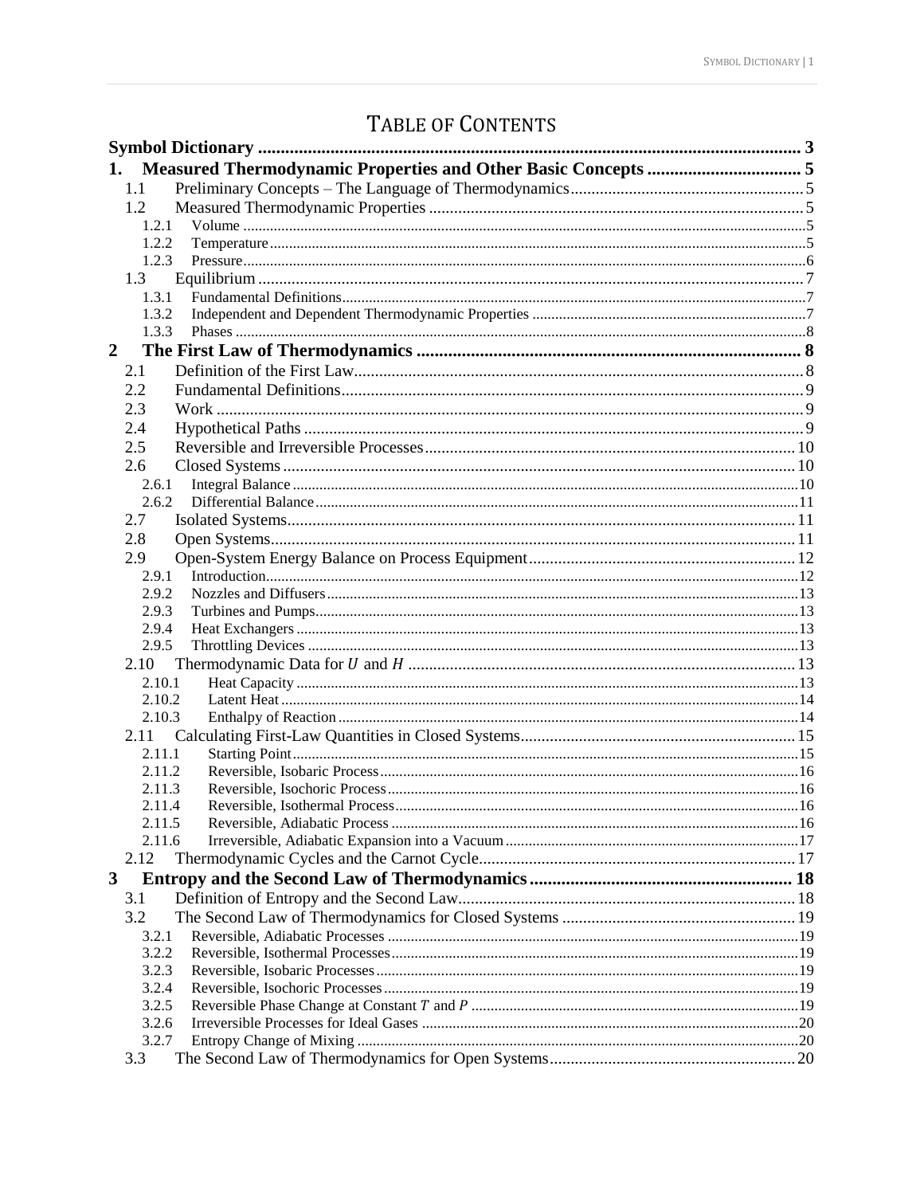# TABLE OF CONTENTS

**Symbol Dictionary** ........ **3**

**1. Measured Thermodynamic Properties and Other Basic Concepts** ........ **5**

- 1.1 Preliminary Concepts – The Language of Thermodynamics ........ 5
- 1.2 Measured Thermodynamic Properties ........ 5
  - 1.2.1 Volume ........ 5
  - 1.2.2 Temperature ........ 5
  - 1.2.3 Pressure ........ 6
- 1.3 Equilibrium ........ 7
  - 1.3.1 Fundamental Definitions ........ 7
  - 1.3.2 Independent and Dependent Thermodynamic Properties ........ 7
  - 1.3.3 Phases ........ 8

**2 The First Law of Thermodynamics** ........ **8**

- 2.1 Definition of the First Law ........ 8
- 2.2 Fundamental Definitions ........ 9
- 2.3 Work ........ 9
- 2.4 Hypothetical Paths ........ 9
- 2.5 Reversible and Irreversible Processes ........ 10
- 2.6 Closed Systems ........ 10
  - 2.6.1 Integral Balance ........ 10
  - 2.6.2 Differential Balance ........ 11
- 2.7 Isolated Systems ........ 11
- 2.8 Open Systems ........ 11
- 2.9 Open-System Energy Balance on Process Equipment ........ 12
  - 2.9.1 Introduction ........ 12
  - 2.9.2 Nozzles and Diffusers ........ 13
  - 2.9.3 Turbines and Pumps ........ 13
  - 2.9.4 Heat Exchangers ........ 13
  - 2.9.5 Throttling Devices ........ 13
- 2.10 Thermodynamic Data for $U$ and $H$ ........ 13
  - 2.10.1 Heat Capacity ........ 13
  - 2.10.2 Latent Heat ........ 14
  - 2.10.3 Enthalpy of Reaction ........ 14
- 2.11 Calculating First-Law Quantities in Closed Systems ........ 15
  - 2.11.1 Starting Point ........ 15
  - 2.11.2 Reversible, Isobaric Process ........ 16
  - 2.11.3 Reversible, Isochoric Process ........ 16
  - 2.11.4 Reversible, Isothermal Process ........ 16
  - 2.11.5 Reversible, Adiabatic Process ........ 16
  - 2.11.6 Irreversible, Adiabatic Expansion into a Vacuum ........ 17
- 2.12 Thermodynamic Cycles and the Carnot Cycle ........ 17

**3 Entropy and the Second Law of Thermodynamics** ........ **18**

- 3.1 Definition of Entropy and the Second Law ........ 18
- 3.2 The Second Law of Thermodynamics for Closed Systems ........ 19
  - 3.2.1 Reversible, Adiabatic Processes ........ 19
  - 3.2.2 Reversible, Isothermal Processes ........ 19
  - 3.2.3 Reversible, Isobaric Processes ........ 19
  - 3.2.4 Reversible, Isochoric Processes ........ 19
  - 3.2.5 Reversible Phase Change at Constant $T$ and $P$ ........ 19
  - 3.2.6 Irreversible Processes for Ideal Gases ........ 20
  - 3.2.7 Entropy Change of Mixing ........ 20
- 3.3 The Second Law of Thermodynamics for Open Systems ........ 20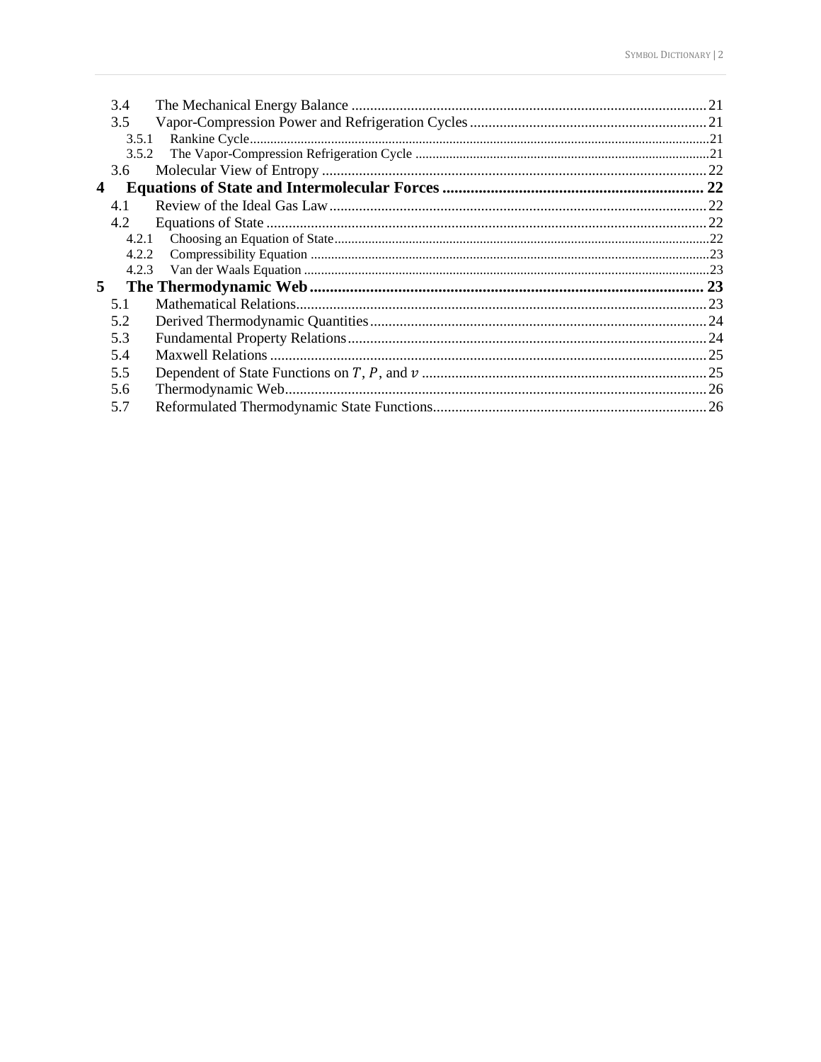- 3.4 The Mechanical Energy Balance ..... 21
- 3.5 Vapor-Compression Power and Refrigeration Cycles ..... 21
  - 3.5.1 Rankine Cycle ..... 21
  - 3.5.2 The Vapor-Compression Refrigeration Cycle ..... 21
- 3.6 Molecular View of Entropy ..... 22

**4 Equations of State and Intermolecular Forces ..... 22**

- 4.1 Review of the Ideal Gas Law ..... 22
- 4.2 Equations of State ..... 22
  - 4.2.1 Choosing an Equation of State ..... 22
  - 4.2.2 Compressibility Equation ..... 23
  - 4.2.3 Van der Waals Equation ..... 23

**5 The Thermodynamic Web ..... 23**

- 5.1 Mathematical Relations ..... 23
- 5.2 Derived Thermodynamic Quantities ..... 24
- 5.3 Fundamental Property Relations ..... 24
- 5.4 Maxwell Relations ..... 25
- 5.5 Dependent of State Functions on $T$, $P$, and $v$ ..... 25
- 5.6 Thermodynamic Web ..... 26
- 5.7 Reformulated Thermodynamic State Functions ..... 26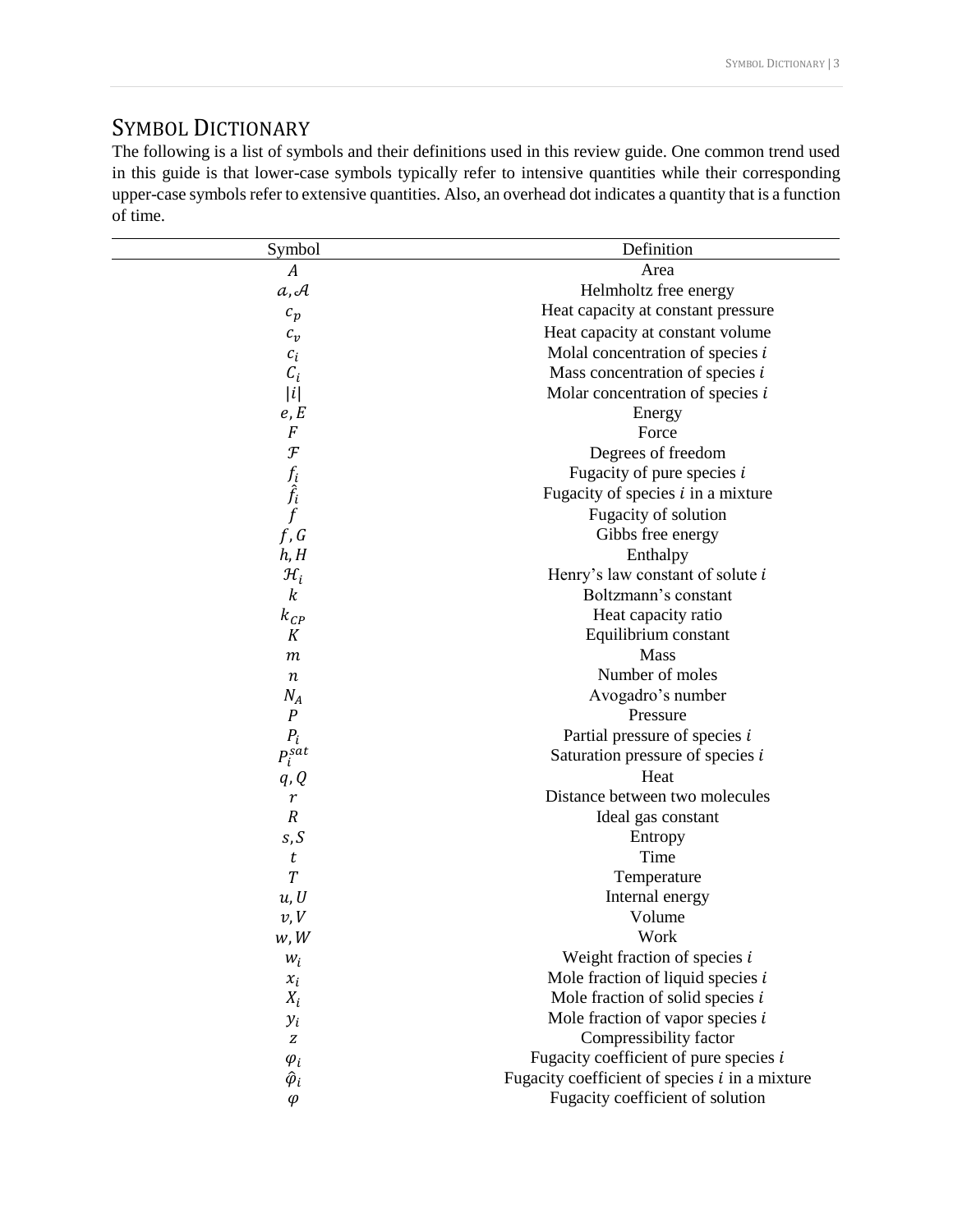# Symbol Dictionary

The following is a list of symbols and their definitions used in this review guide. One common trend used in this guide is that lower-case symbols typically refer to intensive quantities while their corresponding upper-case symbols refer to extensive quantities. Also, an overhead dot indicates a quantity that is a function of time.

| Symbol | Definition |
|---|---|
| $A$ | Area |
| $a, \mathcal{A}$ | Helmholtz free energy |
| $c_p$ | Heat capacity at constant pressure |
| $c_v$ | Heat capacity at constant volume |
| $c_i$ | Molal concentration of species $i$ |
| $C_i$ | Mass concentration of species $i$ |
| $\|i\|$ | Molar concentration of species $i$ |
| $e, E$ | Energy |
| $F$ | Force |
| $\mathcal{F}$ | Degrees of freedom |
| $f_i$ | Fugacity of pure species $i$ |
| $\hat{f}_i$ | Fugacity of species $i$ in a mixture |
| $f$ | Fugacity of solution |
| $f, G$ | Gibbs free energy |
| $h, H$ | Enthalpy |
| $\mathcal{H}_i$ | Henry's law constant of solute $i$ |
| $k$ | Boltzmann's constant |
| $k_{CP}$ | Heat capacity ratio |
| $K$ | Equilibrium constant |
| $m$ | Mass |
| $n$ | Number of moles |
| $N_A$ | Avogadro's number |
| $P$ | Pressure |
| $P_i$ | Partial pressure of species $i$ |
| $P_i^{sat}$ | Saturation pressure of species $i$ |
| $q, Q$ | Heat |
| $r$ | Distance between two molecules |
| $R$ | Ideal gas constant |
| $s, S$ | Entropy |
| $t$ | Time |
| $T$ | Temperature |
| $u, U$ | Internal energy |
| $v, V$ | Volume |
| $w, W$ | Work |
| $w_i$ | Weight fraction of species $i$ |
| $x_i$ | Mole fraction of liquid species $i$ |
| $X_i$ | Mole fraction of solid species $i$ |
| $y_i$ | Mole fraction of vapor species $i$ |
| $z$ | Compressibility factor |
| $\varphi_i$ | Fugacity coefficient of pure species $i$ |
| $\hat{\varphi}_i$ | Fugacity coefficient of species $i$ in a mixture |
| $\varphi$ | Fugacity coefficient of solution |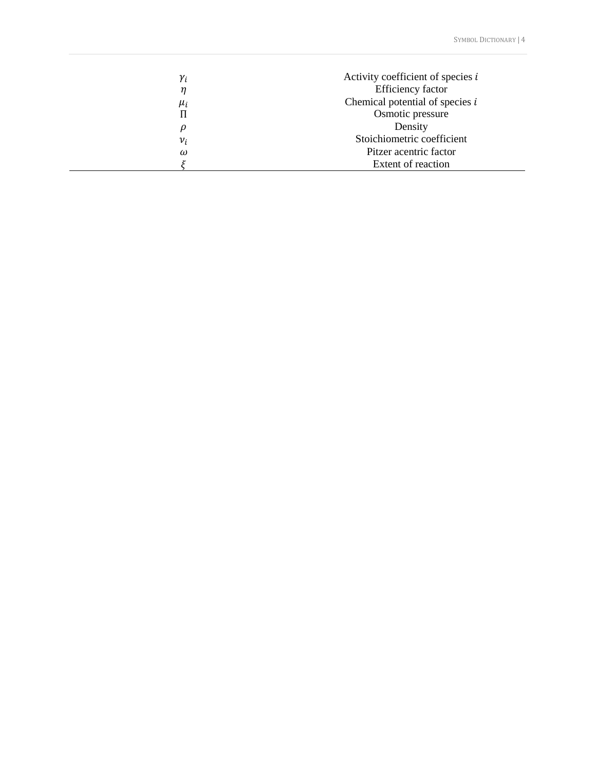| | |
|---|---|
| $\gamma_i$ | Activity coefficient of species $i$ |
| $\eta$ | Efficiency factor |
| $\mu_i$ | Chemical potential of species $i$ |
| $\Pi$ | Osmotic pressure |
| $\rho$ | Density |
| $\nu_i$ | Stoichiometric coefficient |
| $\omega$ | Pitzer acentric factor |
| $\xi$ | Extent of reaction |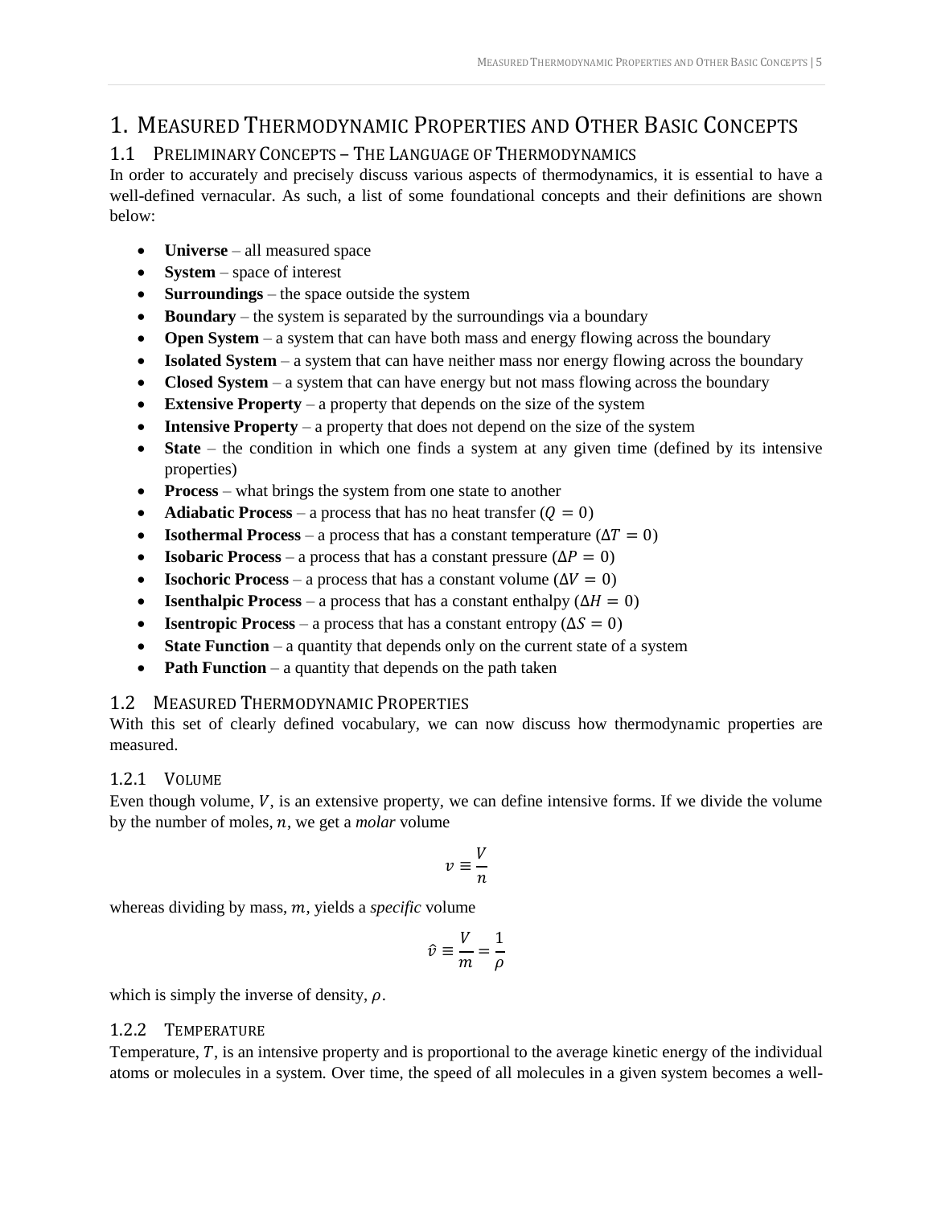# 1. Measured Thermodynamic Properties and Other Basic Concepts

## 1.1 Preliminary Concepts – The Language of Thermodynamics

In order to accurately and precisely discuss various aspects of thermodynamics, it is essential to have a well-defined vernacular. As such, a list of some foundational concepts and their definitions are shown below:

- **Universe** – all measured space
- **System** – space of interest
- **Surroundings** – the space outside the system
- **Boundary** – the system is separated by the surroundings via a boundary
- **Open System** – a system that can have both mass and energy flowing across the boundary
- **Isolated System** – a system that can have neither mass nor energy flowing across the boundary
- **Closed System** – a system that can have energy but not mass flowing across the boundary
- **Extensive Property** – a property that depends on the size of the system
- **Intensive Property** – a property that does not depend on the size of the system
- **State** – the condition in which one finds a system at any given time (defined by its intensive properties)
- **Process** – what brings the system from one state to another
- **Adiabatic Process** – a process that has no heat transfer ($Q = 0$)
- **Isothermal Process** – a process that has a constant temperature ($\Delta T = 0$)
- **Isobaric Process** – a process that has a constant pressure ($\Delta P = 0$)
- **Isochoric Process** – a process that has a constant volume ($\Delta V = 0$)
- **Isenthalpic Process** – a process that has a constant enthalpy ($\Delta H = 0$)
- **Isentropic Process** – a process that has a constant entropy ($\Delta S = 0$)
- **State Function** – a quantity that depends only on the current state of a system
- **Path Function** – a quantity that depends on the path taken

## 1.2 Measured Thermodynamic Properties

With this set of clearly defined vocabulary, we can now discuss how thermodynamic properties are measured.

### 1.2.1 Volume

Even though volume, $V$, is an extensive property, we can define intensive forms. If we divide the volume by the number of moles, $n$, we get a *molar* volume

$$v \equiv \frac{V}{n}$$

whereas dividing by mass, $m$, yields a *specific* volume

$$\hat{v} \equiv \frac{V}{m} = \frac{1}{\rho}$$

which is simply the inverse of density, $\rho$.

### 1.2.2 Temperature

Temperature, $T$, is an intensive property and is proportional to the average kinetic energy of the individual atoms or molecules in a system. Over time, the speed of all molecules in a given system becomes a well-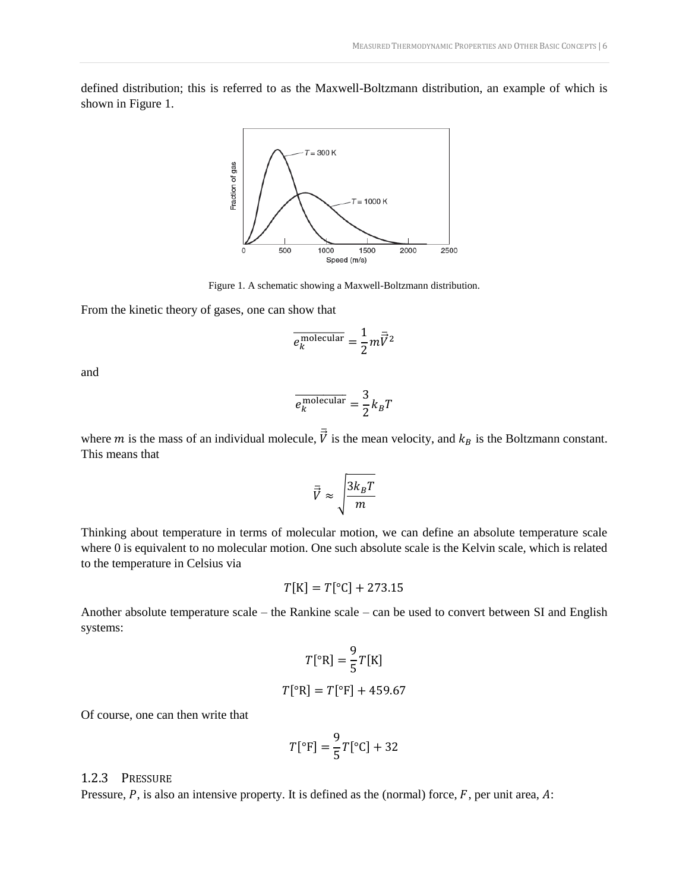defined distribution; this is referred to as the Maxwell-Boltzmann distribution, an example of which is shown in Figure 1.

Figure 1. A schematic showing a Maxwell-Boltzmann distribution.

From the kinetic theory of gases, one can show that

$$\overline{e_k^{\text{molecular}}} = \frac{1}{2} m \bar{\vec{V}}^2$$

and

$$\overline{e_k^{\text{molecular}}} = \frac{3}{2} k_B T$$

where $m$ is the mass of an individual molecule, $\bar{\vec{V}}$ is the mean velocity, and $k_B$ is the Boltzmann constant. This means that

$$\bar{\vec{V}} \approx \sqrt{\frac{3k_B T}{m}}$$

Thinking about temperature in terms of molecular motion, we can define an absolute temperature scale where 0 is equivalent to no molecular motion. One such absolute scale is the Kelvin scale, which is related to the temperature in Celsius via

$$T[\text{K}] = T[°\text{C}] + 273.15$$

Another absolute temperature scale – the Rankine scale – can be used to convert between SI and English systems:

$$T[°\text{R}] = \frac{9}{5} T[\text{K}]$$

$$T[°\text{R}] = T[°\text{F}] + 459.67$$

Of course, one can then write that

$$T[°\text{F}] = \frac{9}{5} T[°\text{C}] + 32$$

### 1.2.3 Pressure

Pressure, $P$, is also an intensive property. It is defined as the (normal) force, $F$, per unit area, $A$: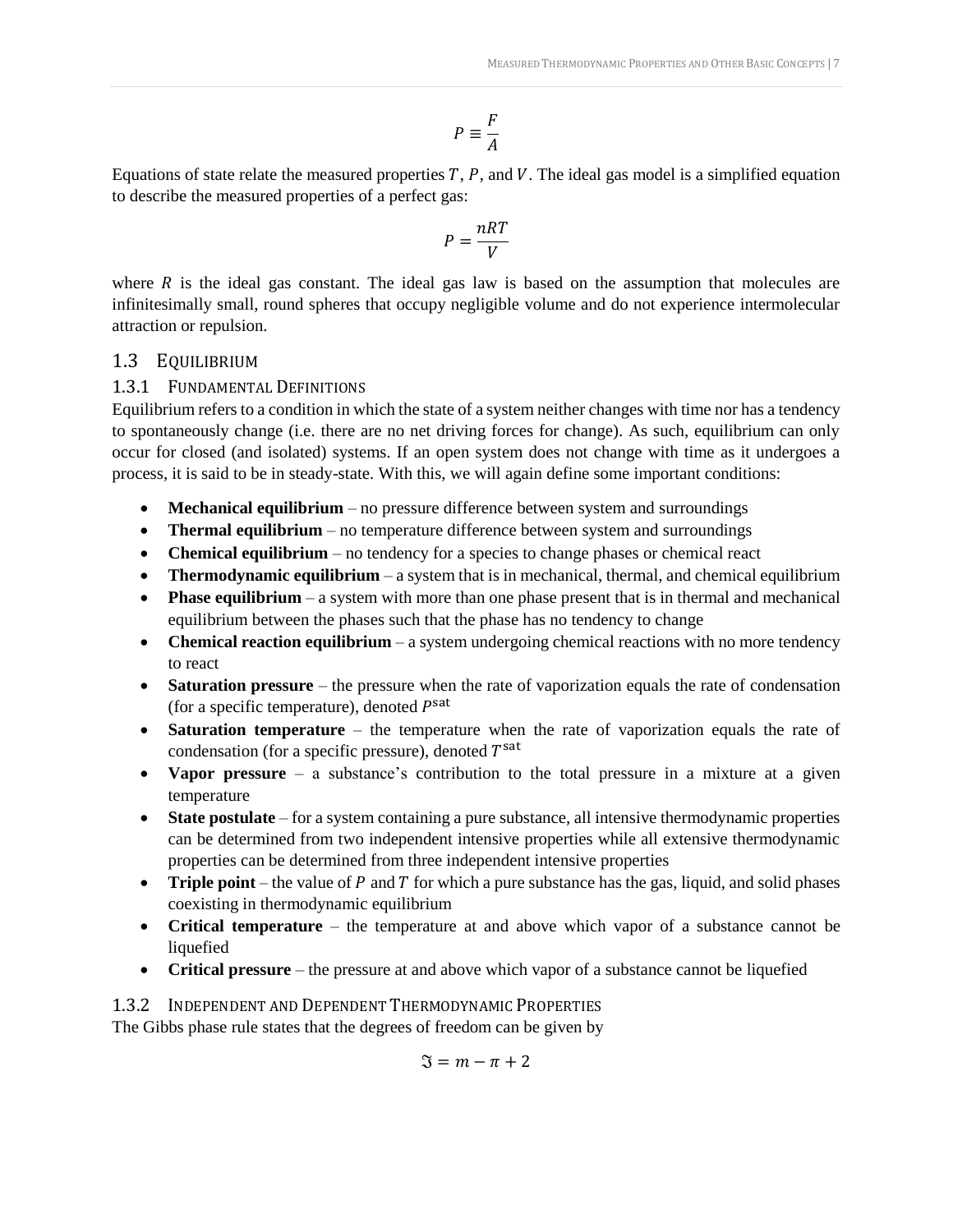$$P \equiv \frac{F}{A}$$

Equations of state relate the measured properties $T$, $P$, and $V$. The ideal gas model is a simplified equation to describe the measured properties of a perfect gas:

$$P = \frac{nRT}{V}$$

where $R$ is the ideal gas constant. The ideal gas law is based on the assumption that molecules are infinitesimally small, round spheres that occupy negligible volume and do not experience intermolecular attraction or repulsion.

## 1.3 Equilibrium

### 1.3.1 Fundamental Definitions

Equilibrium refers to a condition in which the state of a system neither changes with time nor has a tendency to spontaneously change (i.e. there are no net driving forces for change). As such, equilibrium can only occur for closed (and isolated) systems. If an open system does not change with time as it undergoes a process, it is said to be in steady-state. With this, we will again define some important conditions:

- **Mechanical equilibrium** – no pressure difference between system and surroundings
- **Thermal equilibrium** – no temperature difference between system and surroundings
- **Chemical equilibrium** – no tendency for a species to change phases or chemical react
- **Thermodynamic equilibrium** – a system that is in mechanical, thermal, and chemical equilibrium
- **Phase equilibrium** – a system with more than one phase present that is in thermal and mechanical equilibrium between the phases such that the phase has no tendency to change
- **Chemical reaction equilibrium** – a system undergoing chemical reactions with no more tendency to react
- **Saturation pressure** – the pressure when the rate of vaporization equals the rate of condensation (for a specific temperature), denoted $P^{\text{sat}}$
- **Saturation temperature** – the temperature when the rate of vaporization equals the rate of condensation (for a specific pressure), denoted $T^{\text{sat}}$
- **Vapor pressure** – a substance's contribution to the total pressure in a mixture at a given temperature
- **State postulate** – for a system containing a pure substance, all intensive thermodynamic properties can be determined from two independent intensive properties while all extensive thermodynamic properties can be determined from three independent intensive properties
- **Triple point** – the value of $P$ and $T$ for which a pure substance has the gas, liquid, and solid phases coexisting in thermodynamic equilibrium
- **Critical temperature** – the temperature at and above which vapor of a substance cannot be liquefied
- **Critical pressure** – the pressure at and above which vapor of a substance cannot be liquefied

### 1.3.2 Independent and Dependent Thermodynamic Properties

The Gibbs phase rule states that the degrees of freedom can be given by

$$\mathfrak{I} = m - \pi + 2$$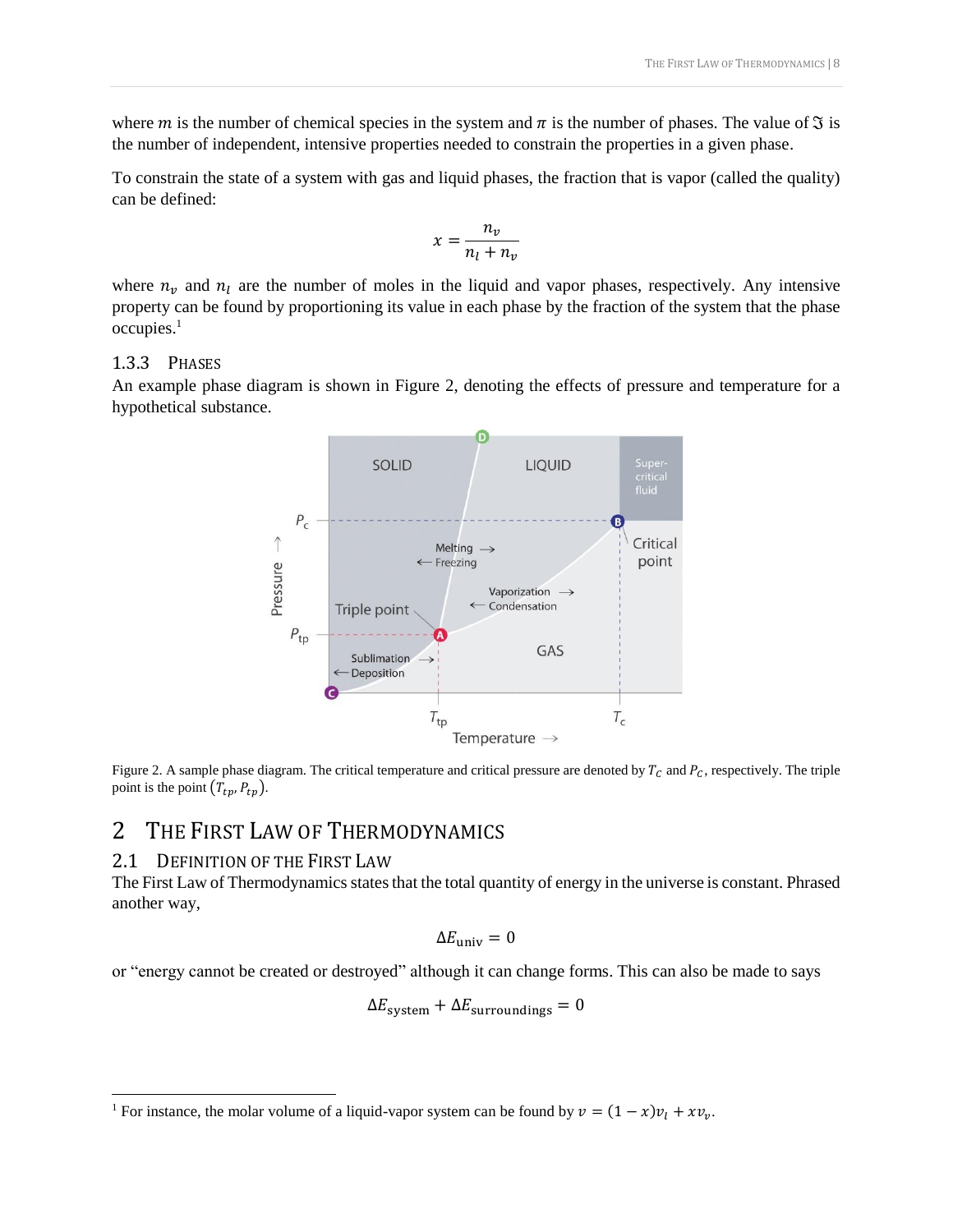where $m$ is the number of chemical species in the system and $\pi$ is the number of phases. The value of $\mathfrak{I}$ is the number of independent, intensive properties needed to constrain the properties in a given phase.

To constrain the state of a system with gas and liquid phases, the fraction that is vapor (called the quality) can be defined:

$$x = \frac{n_v}{n_l + n_v}$$

where $n_v$ and $n_l$ are the number of moles in the liquid and vapor phases, respectively. Any intensive property can be found by proportioning its value in each phase by the fraction of the system that the phase occupies.[1]

### 1.3.3 Phases

An example phase diagram is shown in Figure 2, denoting the effects of pressure and temperature for a hypothetical substance.

Figure 2. A sample phase diagram. The critical temperature and critical pressure are denoted by $T_C$ and $P_C$, respectively. The triple point is the point $(T_{tp}, P_{tp})$.

# 2 The First Law of Thermodynamics

## 2.1 Definition of the First Law

The First Law of Thermodynamics states that the total quantity of energy in the universe is constant. Phrased another way,

$$\Delta E_{\text{univ}} = 0$$

or "energy cannot be created or destroyed" although it can change forms. This can also be made to says

$$\Delta E_{\text{system}} + \Delta E_{\text{surroundings}} = 0$$

[1] For instance, the molar volume of a liquid-vapor system can be found by $v = (1 - x)v_l + xv_v$.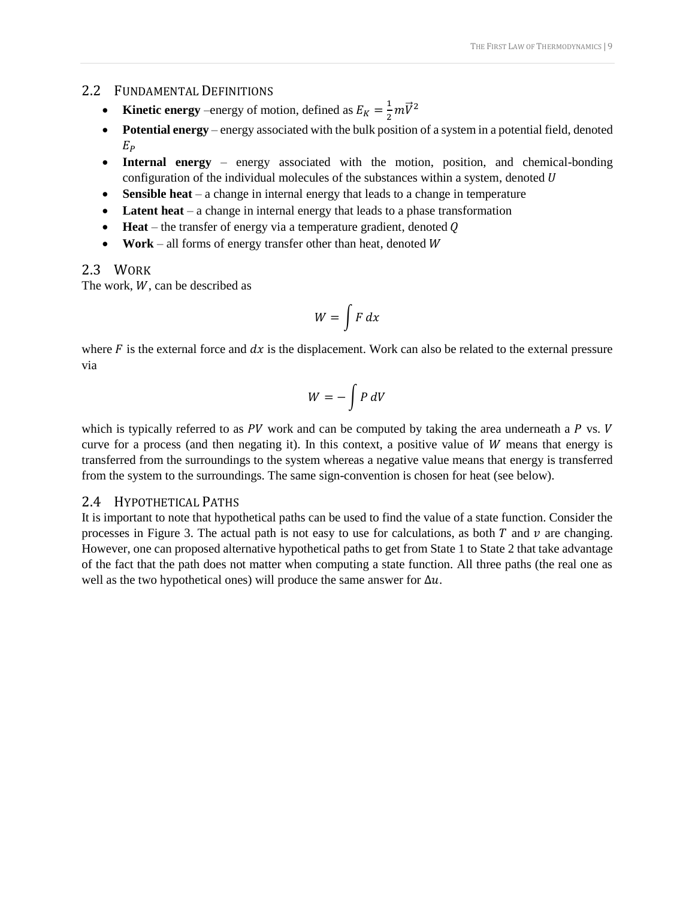## 2.2 Fundamental Definitions

- **Kinetic energy** –energy of motion, defined as $E_K = \frac{1}{2} m \vec{V}^2$
- **Potential energy** – energy associated with the bulk position of a system in a potential field, denoted $E_P$
- **Internal energy** – energy associated with the motion, position, and chemical-bonding configuration of the individual molecules of the substances within a system, denoted $U$
- **Sensible heat** – a change in internal energy that leads to a change in temperature
- **Latent heat** – a change in internal energy that leads to a phase transformation
- **Heat** – the transfer of energy via a temperature gradient, denoted $Q$
- **Work** – all forms of energy transfer other than heat, denoted $W$

## 2.3 Work

The work, $W$, can be described as

$$W = \int F \, dx$$

where $F$ is the external force and $dx$ is the displacement. Work can also be related to the external pressure via

$$W = -\int P \, dV$$

which is typically referred to as $PV$ work and can be computed by taking the area underneath a $P$ vs. $V$ curve for a process (and then negating it). In this context, a positive value of $W$ means that energy is transferred from the surroundings to the system whereas a negative value means that energy is transferred from the system to the surroundings. The same sign-convention is chosen for heat (see below).

## 2.4 Hypothetical Paths

It is important to note that hypothetical paths can be used to find the value of a state function. Consider the processes in Figure 3. The actual path is not easy to use for calculations, as both $T$ and $v$ are changing. However, one can proposed alternative hypothetical paths to get from State 1 to State 2 that take advantage of the fact that the path does not matter when computing a state function. All three paths (the real one as well as the two hypothetical ones) will produce the same answer for $\Delta u$.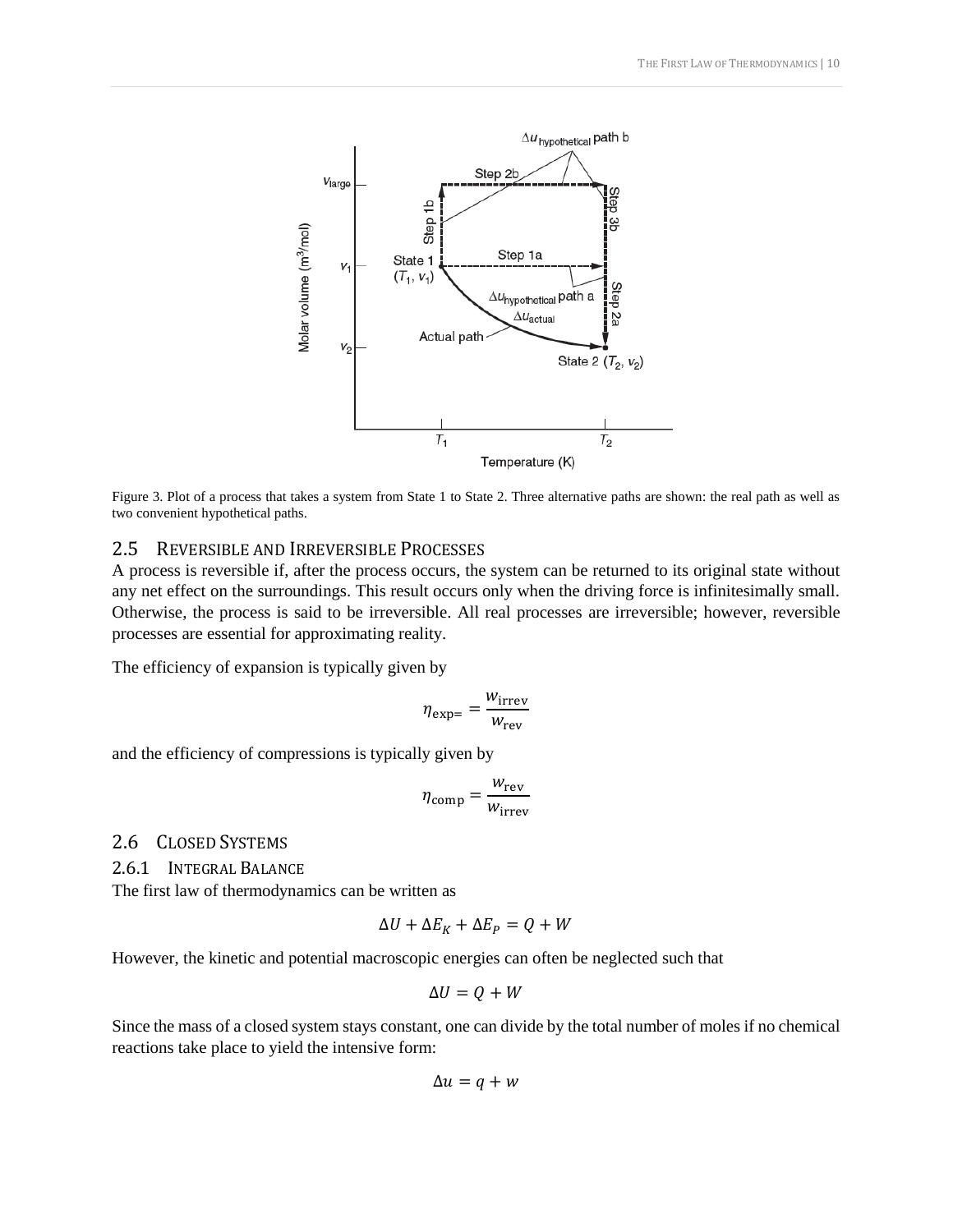Figure 3. Plot of a process that takes a system from State 1 to State 2. Three alternative paths are shown: the real path as well as two convenient hypothetical paths.

## 2.5 Reversible and Irreversible Processes

A process is reversible if, after the process occurs, the system can be returned to its original state without any net effect on the surroundings. This result occurs only when the driving force is infinitesimally small. Otherwise, the process is said to be irreversible. All real processes are irreversible; however, reversible processes are essential for approximating reality.

The efficiency of expansion is typically given by

$$\eta_{\text{exp=}} = \frac{w_{\text{irrev}}}{w_{\text{rev}}}$$

and the efficiency of compressions is typically given by

$$\eta_{\text{comp}} = \frac{w_{\text{rev}}}{w_{\text{irrev}}}$$

## 2.6 Closed Systems

### 2.6.1 Integral Balance

The first law of thermodynamics can be written as

$$\Delta U + \Delta E_K + \Delta E_P = Q + W$$

However, the kinetic and potential macroscopic energies can often be neglected such that

$$\Delta U = Q + W$$

Since the mass of a closed system stays constant, one can divide by the total number of moles if no chemical reactions take place to yield the intensive form:

$$\Delta u = q + w$$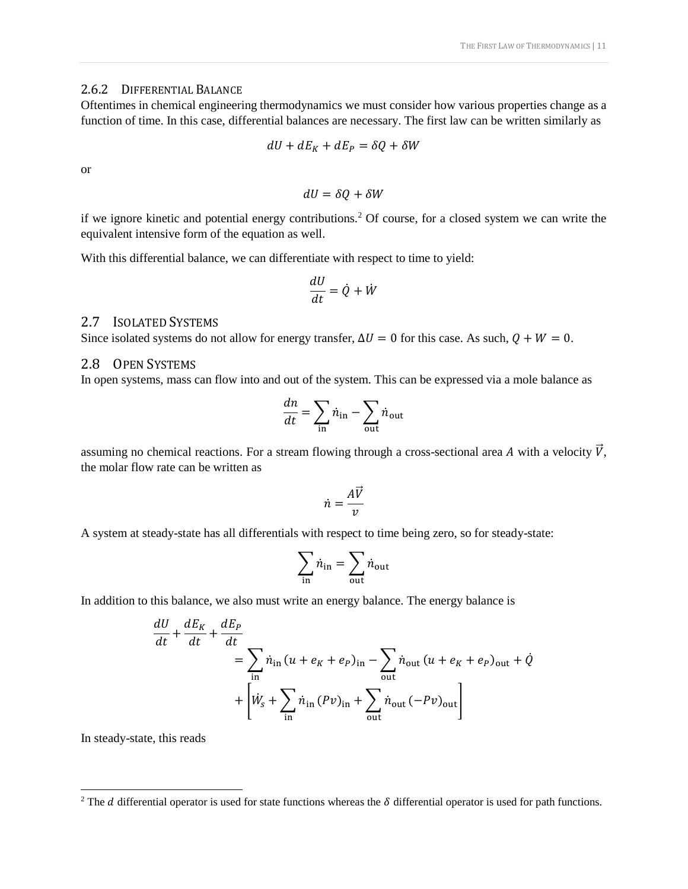### 2.6.2 Differential Balance

Oftentimes in chemical engineering thermodynamics we must consider how various properties change as a function of time. In this case, differential balances are necessary. The first law can be written similarly as

$$dU + dE_K + dE_P = \delta Q + \delta W$$

or

$$dU = \delta Q + \delta W$$

if we ignore kinetic and potential energy contributions.[2] Of course, for a closed system we can write the equivalent intensive form of the equation as well.

With this differential balance, we can differentiate with respect to time to yield:

$$\frac{dU}{dt} = \dot{Q} + \dot{W}$$

## 2.7 Isolated Systems

Since isolated systems do not allow for energy transfer, $\Delta U = 0$ for this case. As such, $Q + W = 0$.

## 2.8 Open Systems

In open systems, mass can flow into and out of the system. This can be expressed via a mole balance as

$$\frac{dn}{dt} = \sum_{\text{in}} \dot{n}_{\text{in}} - \sum_{\text{out}} \dot{n}_{\text{out}}$$

assuming no chemical reactions. For a stream flowing through a cross-sectional area $A$ with a velocity $\vec{V}$, the molar flow rate can be written as

$$\dot{n} = \frac{A\vec{V}}{v}$$

A system at steady-state has all differentials with respect to time being zero, so for steady-state:

$$\sum_{\text{in}} \dot{n}_{\text{in}} = \sum_{\text{out}} \dot{n}_{\text{out}}$$

In addition to this balance, we also must write an energy balance. The energy balance is

$$\begin{aligned} \frac{dU}{dt} + \frac{dE_K}{dt} + \frac{dE_P}{dt} &= \sum_{\text{in}} \dot{n}_{\text{in}} \left(u + e_K + e_P\right)_{\text{in}} - \sum_{\text{out}} \dot{n}_{\text{out}} \left(u + e_K + e_P\right)_{\text{out}} + \dot{Q} \\ &\quad + \left[\dot{W}_s + \sum_{\text{in}} \dot{n}_{\text{in}} \left(Pv\right)_{\text{in}} + \sum_{\text{out}} \dot{n}_{\text{out}} \left(-Pv\right)_{\text{out}}\right] \end{aligned}$$

In steady-state, this reads

---

[2] The $d$ differential operator is used for state functions whereas the $\delta$ differential operator is used for path functions.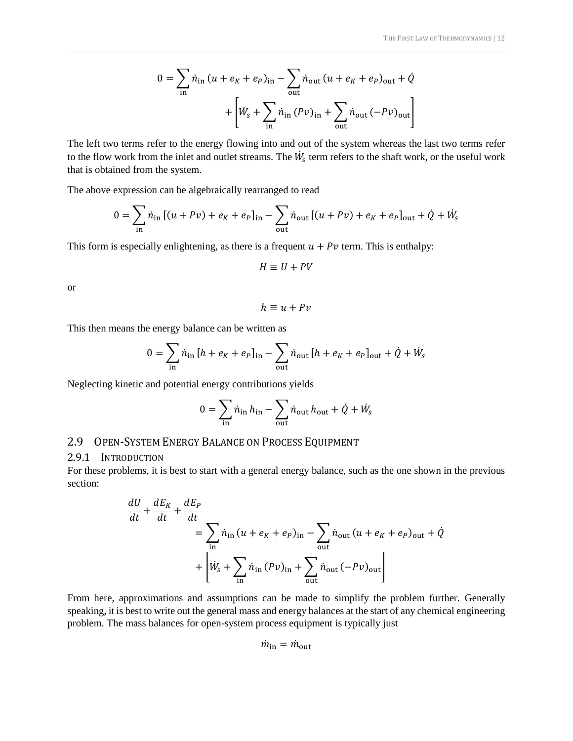$$0 = \sum_{\text{in}} \dot{n}_{\text{in}} \left(u + e_K + e_P\right)_{\text{in}} - \sum_{\text{out}} \dot{n}_{\text{out}} \left(u + e_K + e_P\right)_{\text{out}} + \dot{Q} + \left[\dot{W}_s + \sum_{\text{in}} \dot{n}_{\text{in}} \left(Pv\right)_{\text{in}} + \sum_{\text{out}} \dot{n}_{\text{out}} \left(-Pv\right)_{\text{out}}\right]$$

The left two terms refer to the energy flowing into and out of the system whereas the last two terms refer to the flow work from the inlet and outlet streams. The $\dot{W}_s$ term refers to the shaft work, or the useful work that is obtained from the system.

The above expression can be algebraically rearranged to read

$$0 = \sum_{\text{in}} \dot{n}_{\text{in}} \left[(u + Pv) + e_K + e_P\right]_{\text{in}} - \sum_{\text{out}} \dot{n}_{\text{out}} \left[(u + Pv) + e_K + e_P\right]_{\text{out}} + \dot{Q} + \dot{W}_s$$

This form is especially enlightening, as there is a frequent $u + Pv$ term. This is enthalpy:

$$H \equiv U + PV$$

or

$$h \equiv u + Pv$$

This then means the energy balance can be written as

$$0 = \sum_{\text{in}} \dot{n}_{\text{in}} \left[h + e_K + e_P\right]_{\text{in}} - \sum_{\text{out}} \dot{n}_{\text{out}} \left[h + e_K + e_P\right]_{\text{out}} + \dot{Q} + \dot{W}_s$$

Neglecting kinetic and potential energy contributions yields

$$0 = \sum_{\text{in}} \dot{n}_{\text{in}} \, h_{\text{in}} - \sum_{\text{out}} \dot{n}_{\text{out}} \, h_{\text{out}} + \dot{Q} + \dot{W}_s$$

## 2.9 Open-System Energy Balance on Process Equipment

### 2.9.1 Introduction

For these problems, it is best to start with a general energy balance, such as the one shown in the previous section:

$$\frac{dU}{dt} + \frac{dE_K}{dt} + \frac{dE_P}{dt} = \sum_{\text{in}} \dot{n}_{\text{in}} \left(u + e_K + e_P\right)_{\text{in}} - \sum_{\text{out}} \dot{n}_{\text{out}} \left(u + e_K + e_P\right)_{\text{out}} + \dot{Q} + \left[\dot{W}_s + \sum_{\text{in}} \dot{n}_{\text{in}} \left(Pv\right)_{\text{in}} + \sum_{\text{out}} \dot{n}_{\text{out}} \left(-Pv\right)_{\text{out}}\right]$$

From here, approximations and assumptions can be made to simplify the problem further. Generally speaking, it is best to write out the general mass and energy balances at the start of any chemical engineering problem. The mass balances for open-system process equipment is typically just

$$\dot{m}_{\text{in}} = \dot{m}_{\text{out}}$$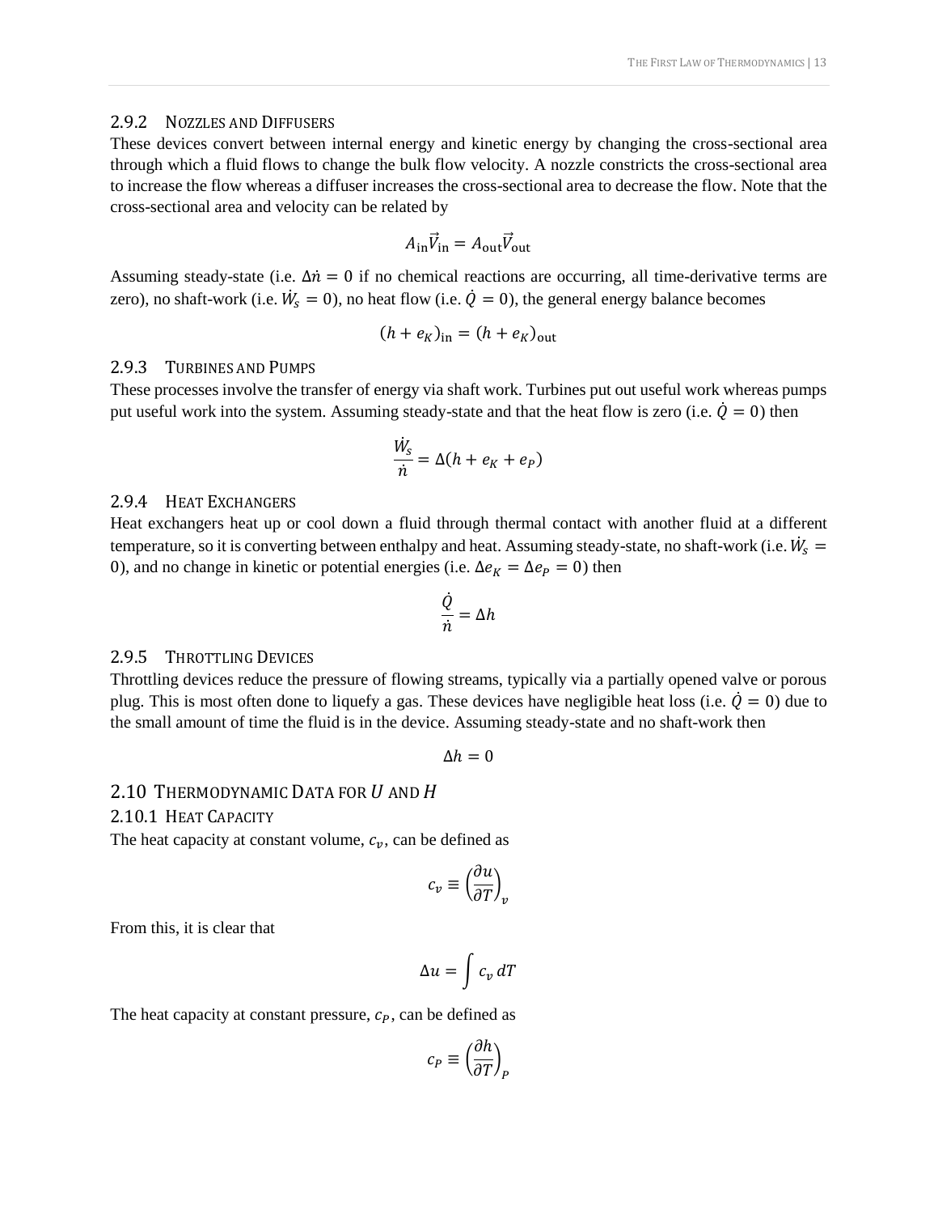### 2.9.2 Nozzles and Diffusers

These devices convert between internal energy and kinetic energy by changing the cross-sectional area through which a fluid flows to change the bulk flow velocity. A nozzle constricts the cross-sectional area to increase the flow whereas a diffuser increases the cross-sectional area to decrease the flow. Note that the cross-sectional area and velocity can be related by

$$A_{\text{in}}\vec{V}_{\text{in}} = A_{\text{out}}\vec{V}_{\text{out}}$$

Assuming steady-state (i.e. $\Delta\dot{n} = 0$ if no chemical reactions are occurring, all time-derivative terms are zero), no shaft-work (i.e. $\dot{W}_s = 0$), no heat flow (i.e. $\dot{Q} = 0$), the general energy balance becomes

$$(h + e_K)_{\text{in}} = (h + e_K)_{\text{out}}$$

### 2.9.3 Turbines and Pumps

These processes involve the transfer of energy via shaft work. Turbines put out useful work whereas pumps put useful work into the system. Assuming steady-state and that the heat flow is zero (i.e. $\dot{Q} = 0$) then

$$\frac{\dot{W}_s}{\dot{n}} = \Delta(h + e_K + e_P)$$

### 2.9.4 Heat Exchangers

Heat exchangers heat up or cool down a fluid through thermal contact with another fluid at a different temperature, so it is converting between enthalpy and heat. Assuming steady-state, no shaft-work (i.e. $\dot{W}_s = 0$), and no change in kinetic or potential energies (i.e. $\Delta e_K = \Delta e_P = 0$) then

$$\frac{\dot{Q}}{\dot{n}} = \Delta h$$

### 2.9.5 Throttling Devices

Throttling devices reduce the pressure of flowing streams, typically via a partially opened valve or porous plug. This is most often done to liquefy a gas. These devices have negligible heat loss (i.e. $\dot{Q} = 0$) due to the small amount of time the fluid is in the device. Assuming steady-state and no shaft-work then

$$\Delta h = 0$$

## 2.10 Thermodynamic Data for $U$ and $H$

### 2.10.1 Heat Capacity

The heat capacity at constant volume, $c_v$, can be defined as

$$c_v \equiv \left(\frac{\partial u}{\partial T}\right)_v$$

From this, it is clear that

$$\Delta u = \int c_v \, dT$$

The heat capacity at constant pressure, $c_P$, can be defined as

$$c_P \equiv \left(\frac{\partial h}{\partial T}\right)_P$$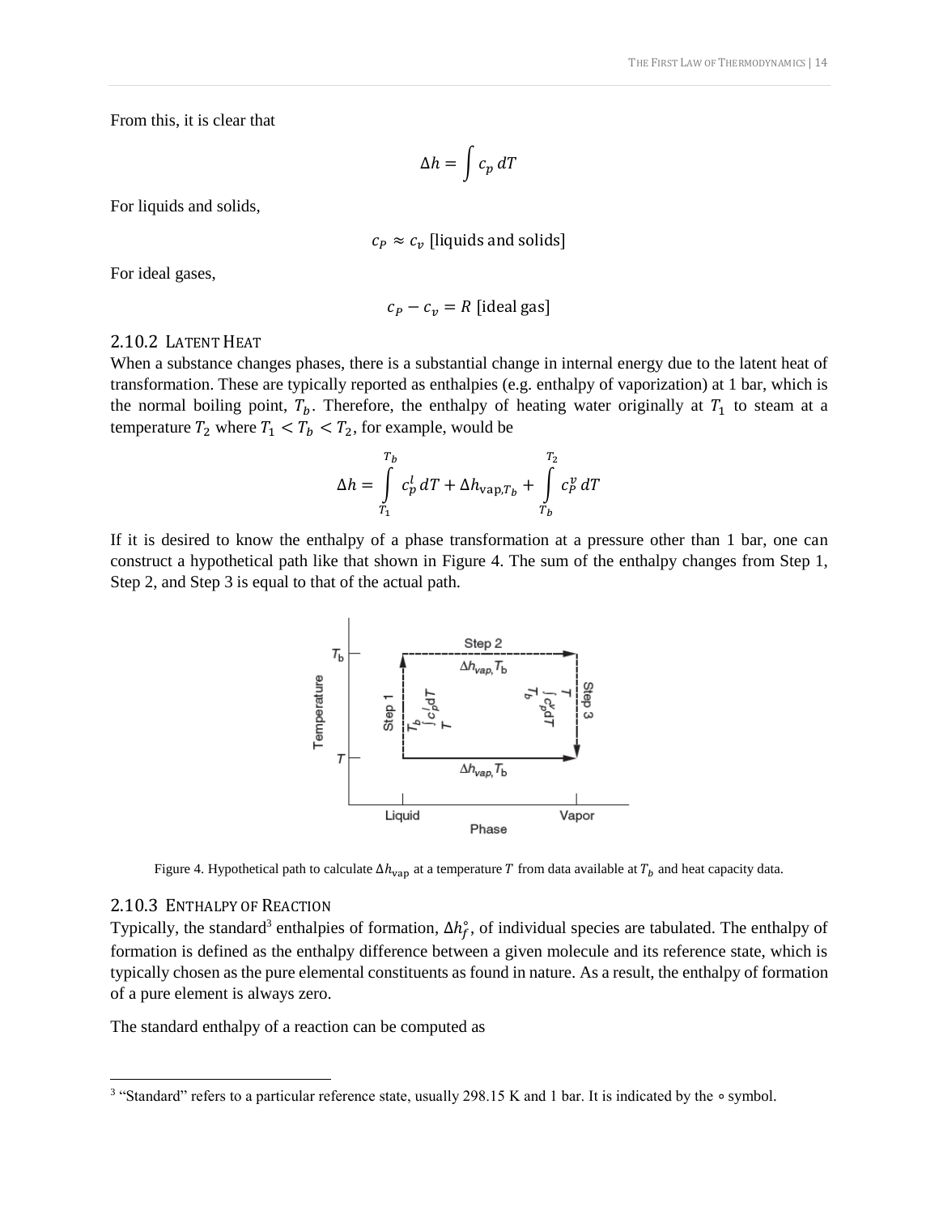From this, it is clear that

$$\Delta h = \int c_p \, dT$$

For liquids and solids,

$$c_P \approx c_v \text{ [liquids and solids]}$$

For ideal gases,

$$c_P - c_v = R \text{ [ideal gas]}$$

### 2.10.2 Latent Heat

When a substance changes phases, there is a substantial change in internal energy due to the latent heat of transformation. These are typically reported as enthalpies (e.g. enthalpy of vaporization) at 1 bar, which is the normal boiling point, $T_b$. Therefore, the enthalpy of heating water originally at $T_1$ to steam at a temperature $T_2$ where $T_1 < T_b < T_2$, for example, would be

$$\Delta h = \int_{T_1}^{T_b} c_p^l \, dT + \Delta h_{\text{vap},T_b} + \int_{T_b}^{T_2} c_P^v \, dT$$

If it is desired to know the enthalpy of a phase transformation at a pressure other than 1 bar, one can construct a hypothetical path like that shown in Figure 4. The sum of the enthalpy changes from Step 1, Step 2, and Step 3 is equal to that of the actual path.

Figure 4. Hypothetical path to calculate $\Delta h_{\text{vap}}$ at a temperature $T$ from data available at $T_b$ and heat capacity data.

### 2.10.3 Enthalpy of Reaction

Typically, the standard[3] enthalpies of formation, $\Delta h_f^\circ$, of individual species are tabulated. The enthalpy of formation is defined as the enthalpy difference between a given molecule and its reference state, which is typically chosen as the pure elemental constituents as found in nature. As a result, the enthalpy of formation of a pure element is always zero.

The standard enthalpy of a reaction can be computed as

---

[3] "Standard" refers to a particular reference state, usually 298.15 K and 1 bar. It is indicated by the ∘ symbol.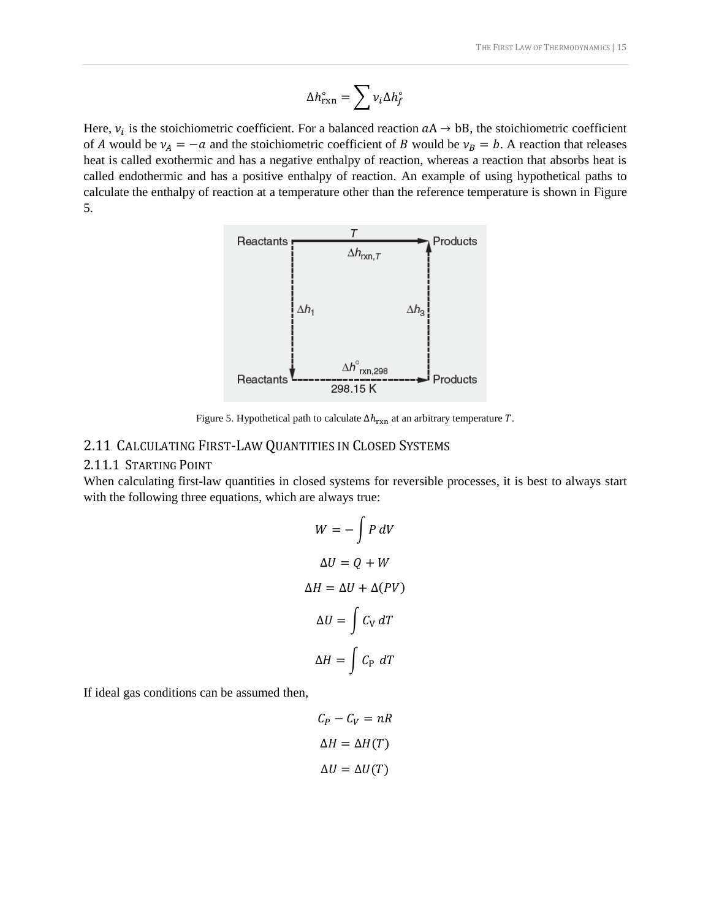$$\Delta h^\circ_{\text{rxn}} = \sum \nu_i \Delta h^\circ_f$$

Here, $\nu_i$ is the stoichiometric coefficient. For a balanced reaction $a\text{A} \rightarrow \text{bB}$, the stoichiometric coefficient of $A$ would be $\nu_A = -a$ and the stoichiometric coefficient of $B$ would be $\nu_B = b$. A reaction that releases heat is called exothermic and has a negative enthalpy of reaction, whereas a reaction that absorbs heat is called endothermic and has a positive enthalpy of reaction. An example of using hypothetical paths to calculate the enthalpy of reaction at a temperature other than the reference temperature is shown in Figure 5.

Figure 5. Hypothetical path to calculate $\Delta h_{\text{rxn}}$ at an arbitrary temperature $T$.

## 2.11 Calculating First-Law Quantities in Closed Systems

### 2.11.1 Starting Point

When calculating first-law quantities in closed systems for reversible processes, it is best to always start with the following three equations, which are always true:

$$W = -\int P\, dV$$

$$\Delta U = Q + W$$

$$\Delta H = \Delta U + \Delta(PV)$$

$$\Delta U = \int C_V\, dT$$

$$\Delta H = \int C_P\, dT$$

If ideal gas conditions can be assumed then,

$$C_P - C_V = nR$$

$$\Delta H = \Delta H(T)$$

$$\Delta U = \Delta U(T)$$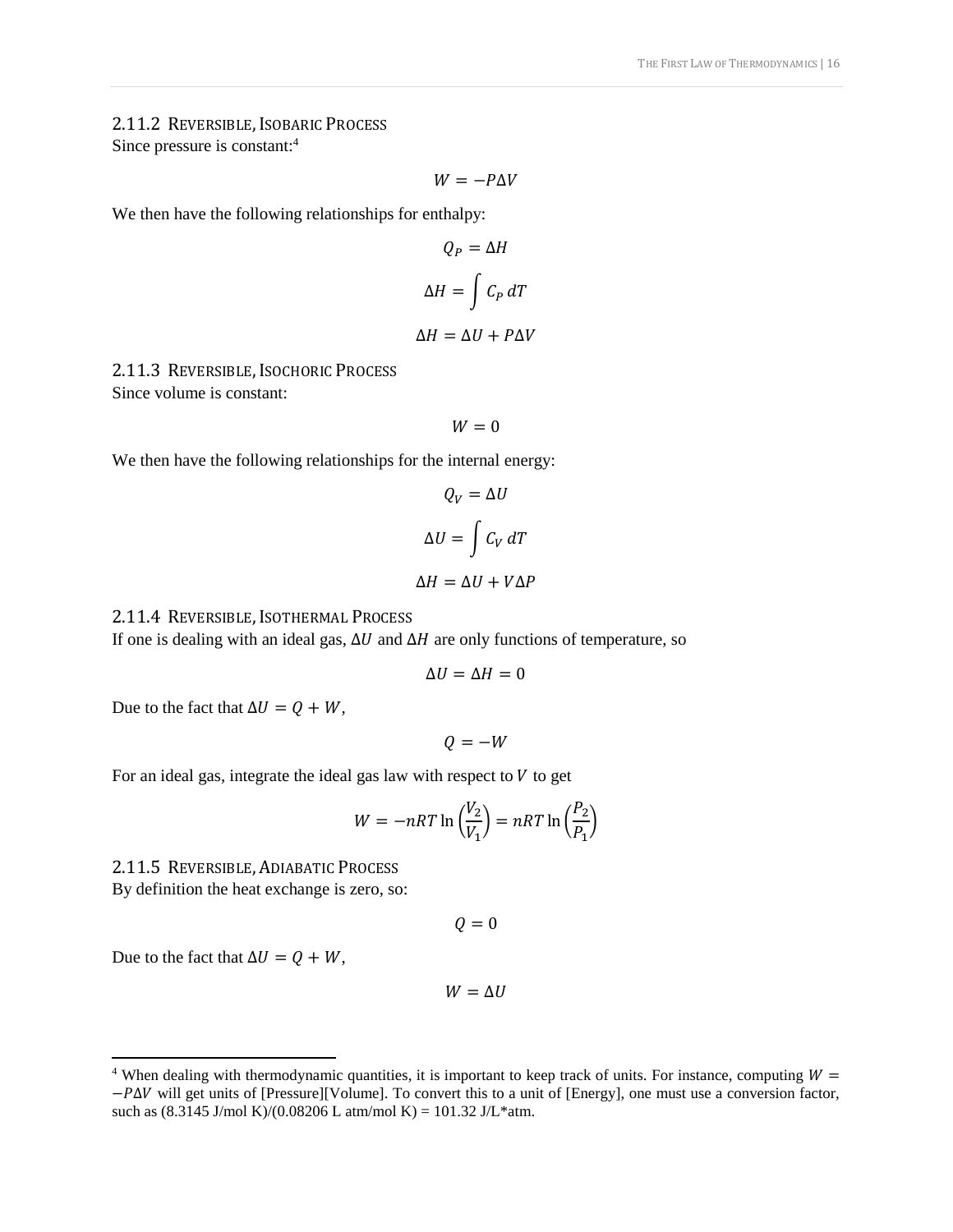### 2.11.2 Reversible, Isobaric Process

Since pressure is constant:[4]

$$W = -P\Delta V$$

We then have the following relationships for enthalpy:

$$Q_P = \Delta H$$

$$\Delta H = \int C_P \, dT$$

$$\Delta H = \Delta U + P\Delta V$$

### 2.11.3 Reversible, Isochoric Process

Since volume is constant:

$$W = 0$$

We then have the following relationships for the internal energy:

$$Q_V = \Delta U$$

$$\Delta U = \int C_V \, dT$$

$$\Delta H = \Delta U + V\Delta P$$

### 2.11.4 Reversible, Isothermal Process

If one is dealing with an ideal gas, $\Delta U$ and $\Delta H$ are only functions of temperature, so

$$\Delta U = \Delta H = 0$$

Due to the fact that $\Delta U = Q + W$,

$$Q = -W$$

For an ideal gas, integrate the ideal gas law with respect to $V$ to get

$$W = -nRT \ln\left(\frac{V_2}{V_1}\right) = nRT \ln\left(\frac{P_2}{P_1}\right)$$

### 2.11.5 Reversible, Adiabatic Process

By definition the heat exchange is zero, so:

$$Q = 0$$

Due to the fact that $\Delta U = Q + W$,

$$W = \Delta U$$

---

[4] When dealing with thermodynamic quantities, it is important to keep track of units. For instance, computing $W = -P\Delta V$ will get units of [Pressure][Volume]. To convert this to a unit of [Energy], one must use a conversion factor, such as (8.3145 J/mol K)/(0.08206 L atm/mol K) = 101.32 J/L*atm.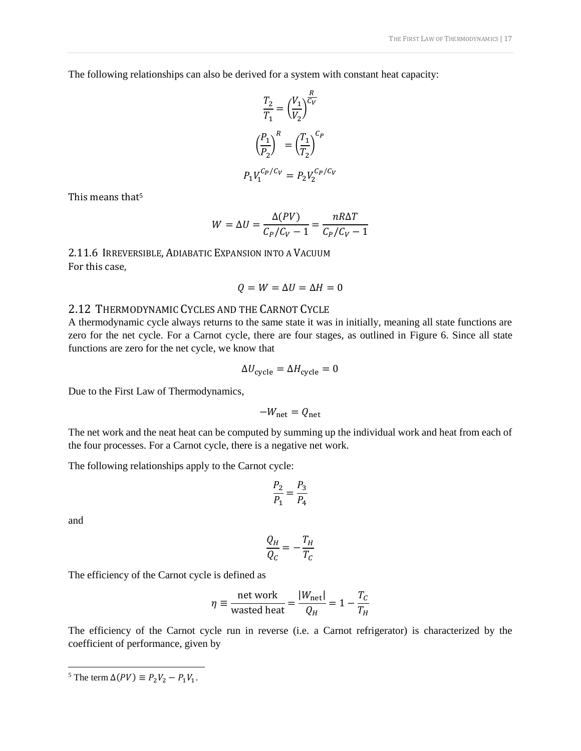The following relationships can also be derived for a system with constant heat capacity:

$$\frac{T_2}{T_1} = \left(\frac{V_1}{V_2}\right)^{\frac{R}{C_V}}$$

$$\left(\frac{P_1}{P_2}\right)^R = \left(\frac{T_1}{T_2}\right)^{C_P}$$

$$P_1 V_1^{C_P/C_V} = P_2 V_2^{C_P/C_V}$$

This means that[5]

$$W = \Delta U = \frac{\Delta(PV)}{C_P/C_V - 1} = \frac{nR\Delta T}{C_P/C_V - 1}$$

### 2.11.6 Irreversible, Adiabatic Expansion into a Vacuum

For this case,

$$Q = W = \Delta U = \Delta H = 0$$

## 2.12 Thermodynamic Cycles and the Carnot Cycle

A thermodynamic cycle always returns to the same state it was in initially, meaning all state functions are zero for the net cycle. For a Carnot cycle, there are four stages, as outlined in Figure 6. Since all state functions are zero for the net cycle, we know that

$$\Delta U_{\text{cycle}} = \Delta H_{\text{cycle}} = 0$$

Due to the First Law of Thermodynamics,

$$-W_{\text{net}} = Q_{\text{net}}$$

The net work and the neat heat can be computed by summing up the individual work and heat from each of the four processes. For a Carnot cycle, there is a negative net work.

The following relationships apply to the Carnot cycle:

$$\frac{P_2}{P_1} = \frac{P_3}{P_4}$$

and

$$\frac{Q_H}{Q_C} = -\frac{T_H}{T_C}$$

The efficiency of the Carnot cycle is defined as

$$\eta \equiv \frac{\text{net work}}{\text{wasted heat}} = \frac{|W_{\text{net}}|}{Q_H} = 1 - \frac{T_C}{T_H}$$

The efficiency of the Carnot cycle run in reverse (i.e. a Carnot refrigerator) is characterized by the coefficient of performance, given by

---

[5] The term $\Delta(PV) \equiv P_2V_2 - P_1V_1$.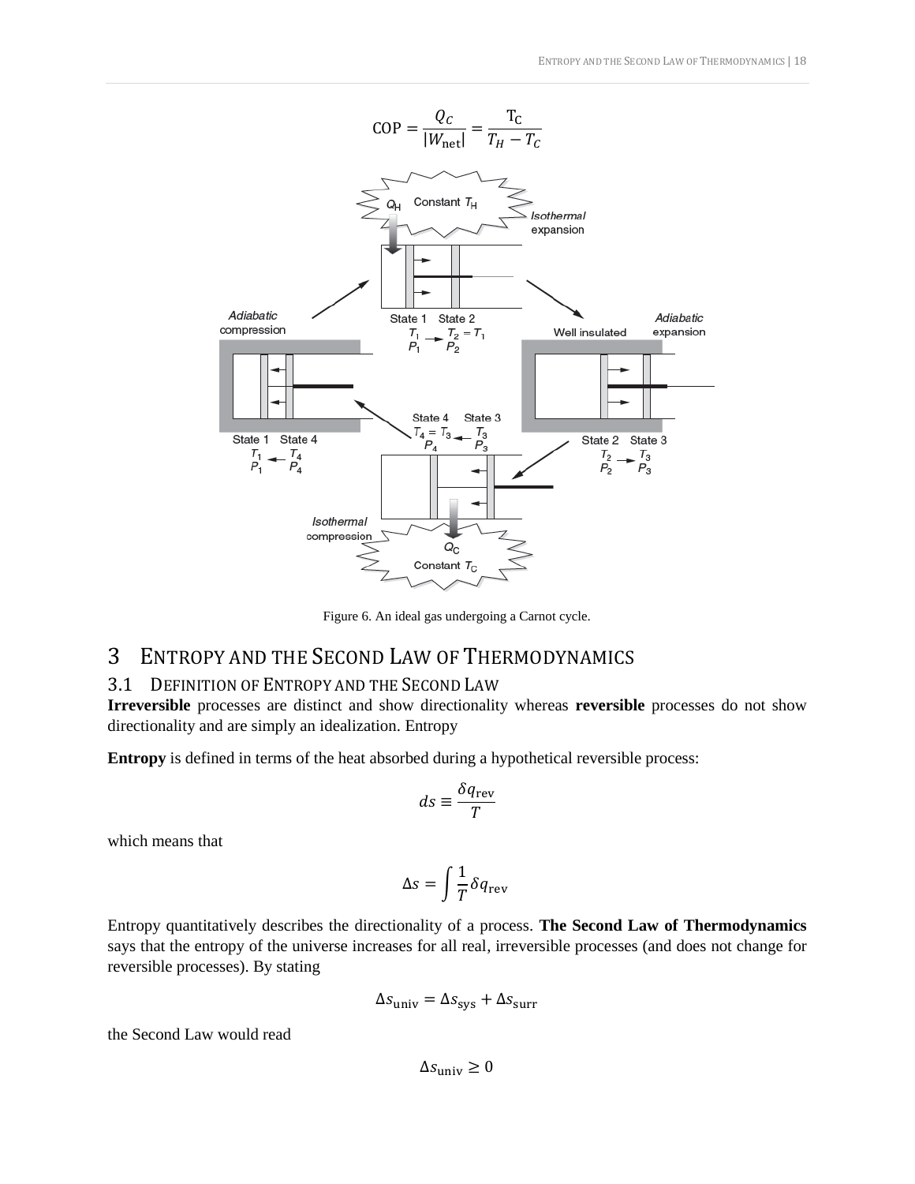$$\text{COP} = \frac{Q_C}{|W_{\text{net}}|} = \frac{T_C}{T_H - T_C}$$

Figure 6. An ideal gas undergoing a Carnot cycle.

# 3 ENTROPY AND THE SECOND LAW OF THERMODYNAMICS

## 3.1 DEFINITION OF ENTROPY AND THE SECOND LAW

**Irreversible** processes are distinct and show directionality whereas **reversible** processes do not show directionality and are simply an idealization. Entropy

**Entropy** is defined in terms of the heat absorbed during a hypothetical reversible process:

$$ds \equiv \frac{\delta q_{\text{rev}}}{T}$$

which means that

$$\Delta s = \int \frac{1}{T} \delta q_{\text{rev}}$$

Entropy quantitatively describes the directionality of a process. **The Second Law of Thermodynamics** says that the entropy of the universe increases for all real, irreversible processes (and does not change for reversible processes). By stating

$$\Delta s_{\text{univ}} = \Delta s_{\text{sys}} + \Delta s_{\text{surr}}$$

the Second Law would read

$$\Delta s_{\text{univ}} \geq 0$$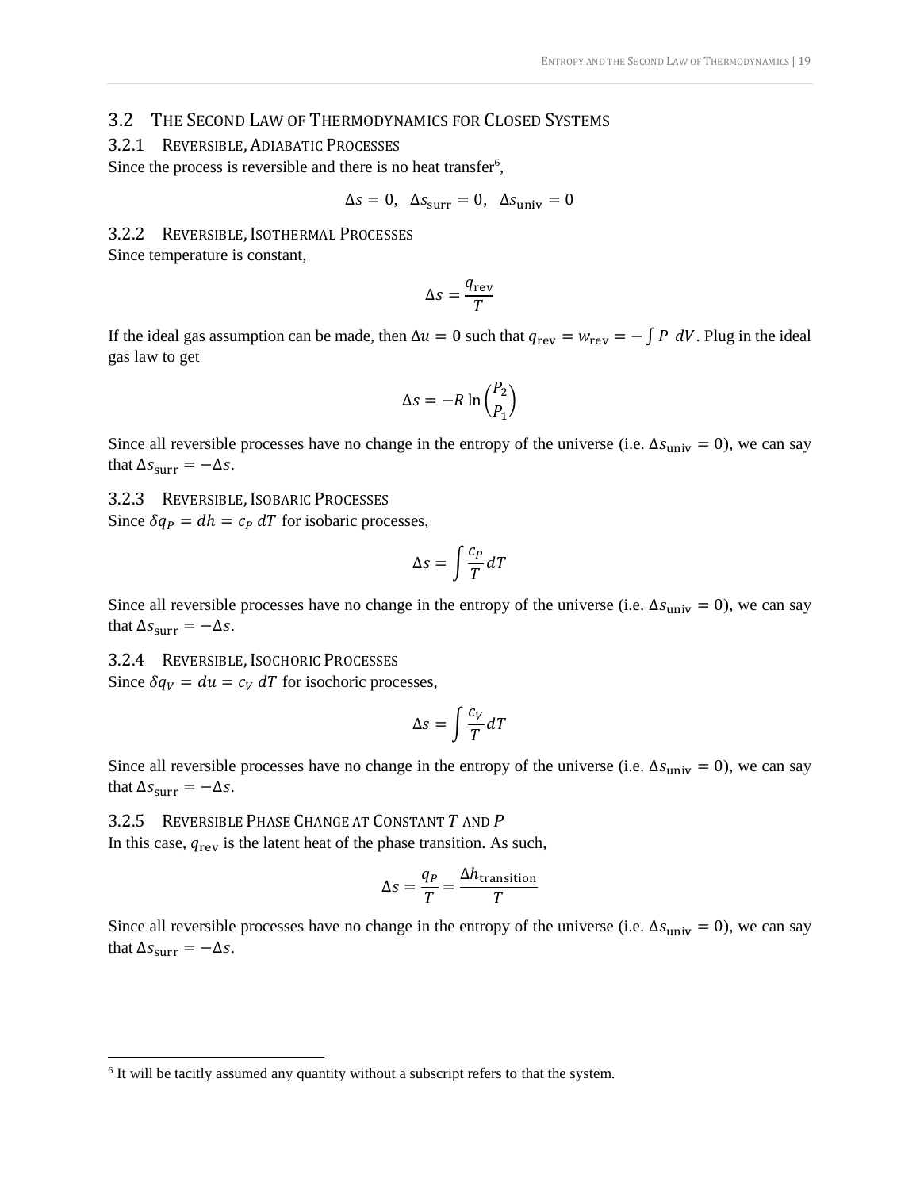## 3.2 The Second Law of Thermodynamics for Closed Systems

### 3.2.1 Reversible, Adiabatic Processes

Since the process is reversible and there is no heat transfer[6],

$$\Delta s = 0, \quad \Delta s_{\text{surr}} = 0, \quad \Delta s_{\text{univ}} = 0$$

### 3.2.2 Reversible, Isothermal Processes

Since temperature is constant,

$$\Delta s = \frac{q_{\text{rev}}}{T}$$

If the ideal gas assumption can be made, then $\Delta u = 0$ such that $q_{\text{rev}} = w_{\text{rev}} = -\int P \ dV$. Plug in the ideal gas law to get

$$\Delta s = -R \ln\left(\frac{P_2}{P_1}\right)$$

Since all reversible processes have no change in the entropy of the universe (i.e. $\Delta s_{\text{univ}} = 0$), we can say that $\Delta s_{\text{surr}} = -\Delta s$.

### 3.2.3 Reversible, Isobaric Processes

Since $\delta q_P = dh = c_P \ dT$ for isobaric processes,

$$\Delta s = \int \frac{c_P}{T} dT$$

Since all reversible processes have no change in the entropy of the universe (i.e. $\Delta s_{\text{univ}} = 0$), we can say that $\Delta s_{\text{surr}} = -\Delta s$.

### 3.2.4 Reversible, Isochoric Processes

Since $\delta q_V = du = c_V \ dT$ for isochoric processes,

$$\Delta s = \int \frac{c_V}{T} dT$$

Since all reversible processes have no change in the entropy of the universe (i.e. $\Delta s_{\text{univ}} = 0$), we can say that $\Delta s_{\text{surr}} = -\Delta s$.

### 3.2.5 Reversible Phase Change at Constant $T$ and $P$

In this case, $q_{\text{rev}}$ is the latent heat of the phase transition. As such,

$$\Delta s = \frac{q_P}{T} = \frac{\Delta h_{\text{transition}}}{T}$$

Since all reversible processes have no change in the entropy of the universe (i.e. $\Delta s_{\text{univ}} = 0$), we can say that $\Delta s_{\text{surr}} = -\Delta s$.

---

[6] It will be tacitly assumed any quantity without a subscript refers to that the system.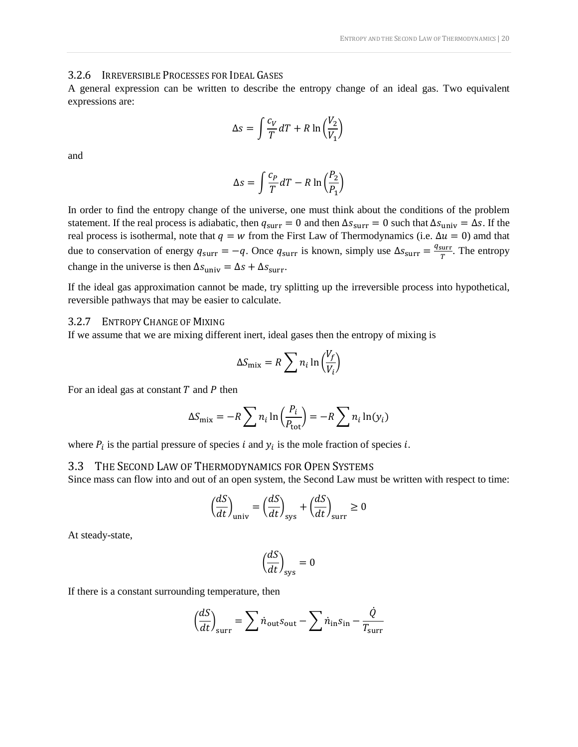### 3.2.6 Irreversible Processes for Ideal Gases

A general expression can be written to describe the entropy change of an ideal gas. Two equivalent expressions are:

$$\Delta s = \int \frac{c_V}{T} dT + R \ln\left(\frac{V_2}{V_1}\right)$$

and

$$\Delta s = \int \frac{c_P}{T} dT - R \ln\left(\frac{P_2}{P_1}\right)$$

In order to find the entropy change of the universe, one must think about the conditions of the problem statement. If the real process is adiabatic, then $q_{\text{surr}} = 0$ and then $\Delta s_{\text{surr}} = 0$ such that $\Delta s_{\text{univ}} = \Delta s$. If the real process is isothermal, note that $q = w$ from the First Law of Thermodynamics (i.e. $\Delta u = 0$) amd that due to conservation of energy $q_{\text{surr}} = -q$. Once $q_{\text{surr}}$ is known, simply use $\Delta s_{\text{surr}} = \frac{q_{\text{surr}}}{T}$. The entropy change in the universe is then $\Delta s_{\text{univ}} = \Delta s + \Delta s_{\text{surr}}$.

If the ideal gas approximation cannot be made, try splitting up the irreversible process into hypothetical, reversible pathways that may be easier to calculate.

### 3.2.7 Entropy Change of Mixing

If we assume that we are mixing different inert, ideal gases then the entropy of mixing is

$$\Delta S_{\text{mix}} = R \sum n_i \ln\left(\frac{V_f}{V_i}\right)$$

For an ideal gas at constant $T$ and $P$ then

$$\Delta S_{\text{mix}} = -R \sum n_i \ln\left(\frac{P_i}{P_{\text{tot}}}\right) = -R \sum n_i \ln(y_i)$$

where $P_i$ is the partial pressure of species $i$ and $y_i$ is the mole fraction of species $i$.

## 3.3 The Second Law of Thermodynamics for Open Systems

Since mass can flow into and out of an open system, the Second Law must be written with respect to time:

$$\left(\frac{dS}{dt}\right)_{\text{univ}} = \left(\frac{dS}{dt}\right)_{\text{sys}} + \left(\frac{dS}{dt}\right)_{\text{surr}} \geq 0$$

At steady-state,

$$\left(\frac{dS}{dt}\right)_{\text{sys}} = 0$$

If there is a constant surrounding temperature, then

$$\left(\frac{dS}{dt}\right)_{\text{surr}} = \sum \dot{n}_{\text{out}} s_{\text{out}} - \sum \dot{n}_{\text{in}} s_{\text{in}} - \frac{\dot{Q}}{T_{\text{surr}}}$$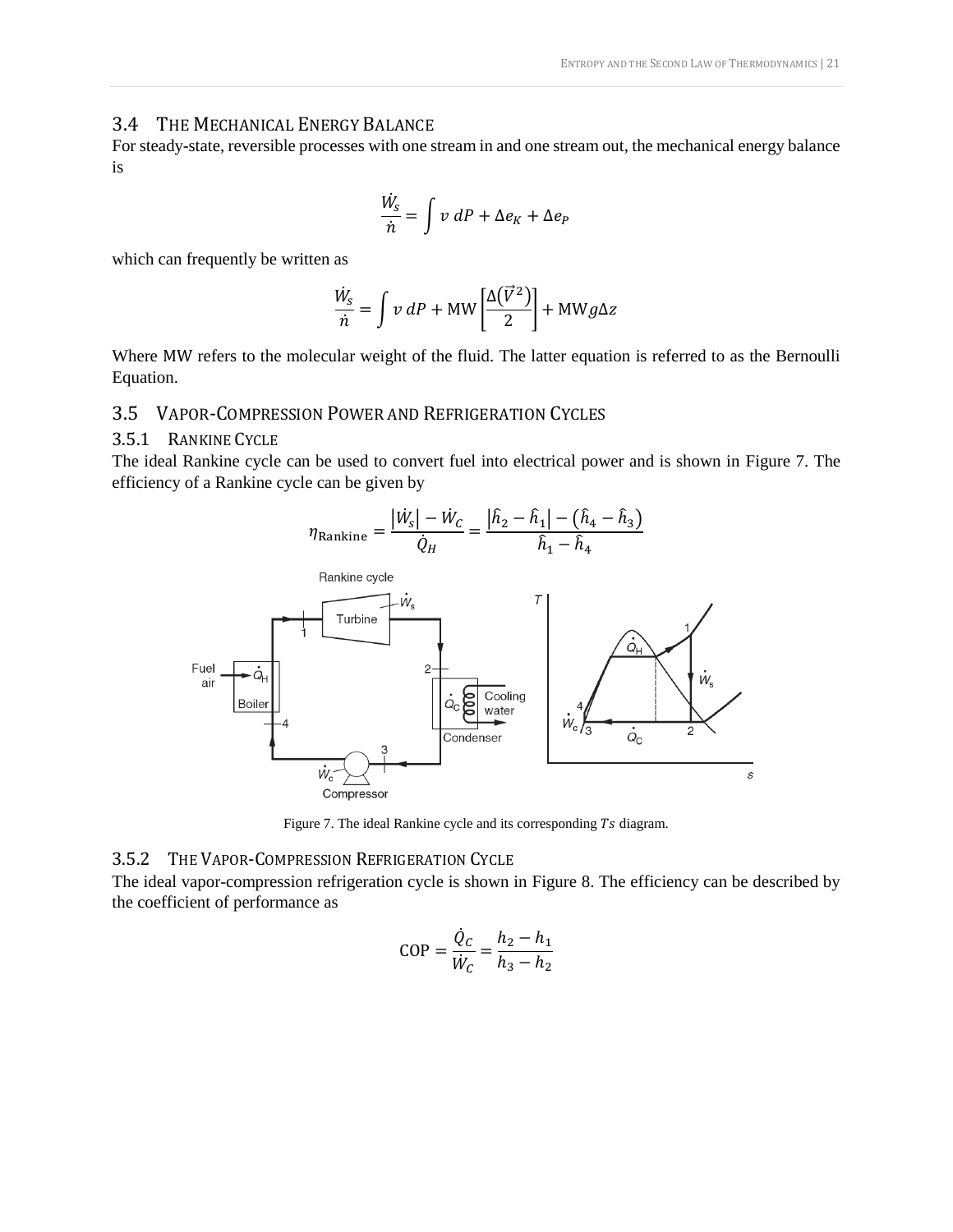## 3.4 The Mechanical Energy Balance

For steady-state, reversible processes with one stream in and one stream out, the mechanical energy balance is

$$\frac{\dot{W}_s}{\dot{n}} = \int v\, dP + \Delta e_K + \Delta e_P$$

which can frequently be written as

$$\frac{\dot{W}_s}{\dot{n}} = \int v\, dP + \text{MW}\left[\frac{\Delta(\vec{V}^2)}{2}\right] + \text{MW}\, g\Delta z$$

Where MW refers to the molecular weight of the fluid. The latter equation is referred to as the Bernoulli Equation.

## 3.5 Vapor-Compression Power and Refrigeration Cycles

### 3.5.1 Rankine Cycle

The ideal Rankine cycle can be used to convert fuel into electrical power and is shown in Figure 7. The efficiency of a Rankine cycle can be given by

$$\eta_{\text{Rankine}} = \frac{|\dot{W}_s| - \dot{W}_C}{\dot{Q}_H} = \frac{|\hat{h}_2 - \hat{h}_1| - (\hat{h}_4 - \hat{h}_3)}{\hat{h}_1 - \hat{h}_4}$$

Figure 7. The ideal Rankine cycle and its corresponding $Ts$ diagram.

### 3.5.2 The Vapor-Compression Refrigeration Cycle

The ideal vapor-compression refrigeration cycle is shown in Figure 8. The efficiency can be described by the coefficient of performance as

$$\text{COP} = \frac{\dot{Q}_C}{\dot{W}_C} = \frac{h_2 - h_1}{h_3 - h_2}$$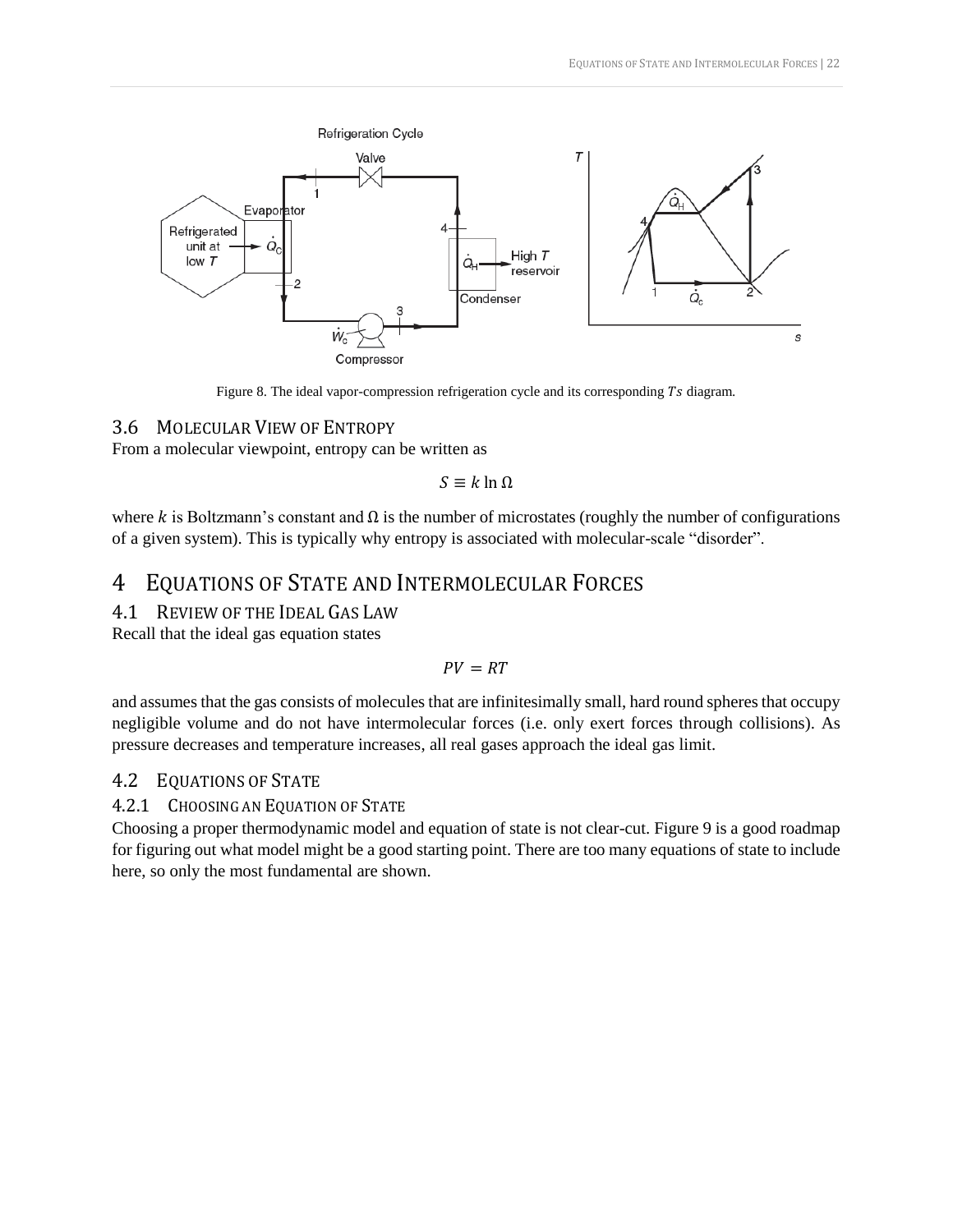Figure 8. The ideal vapor-compression refrigeration cycle and its corresponding $Ts$ diagram.

### 3.6 Molecular View of Entropy

From a molecular viewpoint, entropy can be written as

$$S \equiv k \ln \Omega$$

where $k$ is Boltzmann's constant and $\Omega$ is the number of microstates (roughly the number of configurations of a given system). This is typically why entropy is associated with molecular-scale "disorder".

# 4 Equations of State and Intermolecular Forces

## 4.1 Review of the Ideal Gas Law

Recall that the ideal gas equation states

$$PV = RT$$

and assumes that the gas consists of molecules that are infinitesimally small, hard round spheres that occupy negligible volume and do not have intermolecular forces (i.e. only exert forces through collisions). As pressure decreases and temperature increases, all real gases approach the ideal gas limit.

## 4.2 Equations of State

### 4.2.1 Choosing an Equation of State

Choosing a proper thermodynamic model and equation of state is not clear-cut. Figure 9 is a good roadmap for figuring out what model might be a good starting point. There are too many equations of state to include here, so only the most fundamental are shown.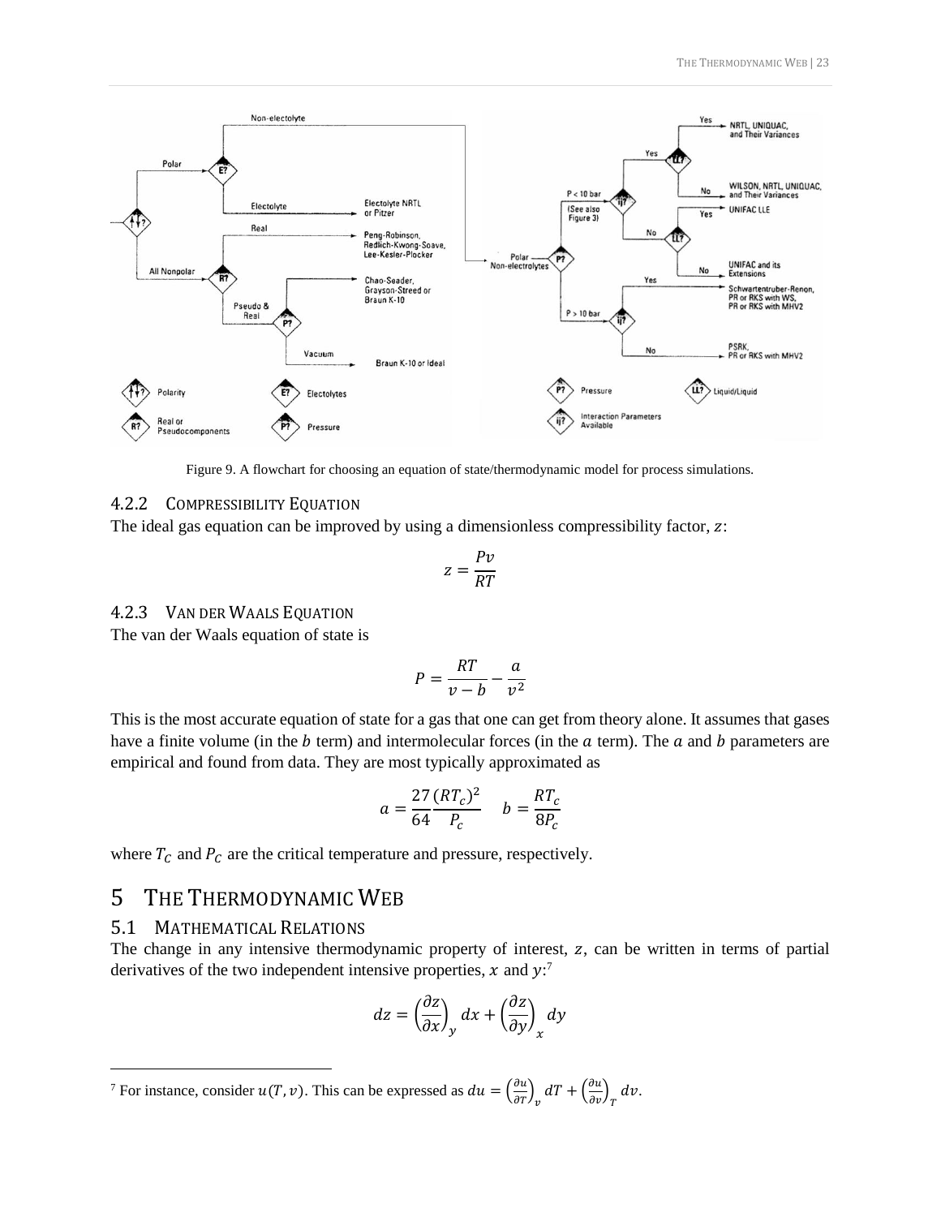Figure 9. A flowchart for choosing an equation of state/thermodynamic model for process simulations.

### 4.2.2 Compressibility Equation

The ideal gas equation can be improved by using a dimensionless compressibility factor, $z$:

$$z = \frac{Pv}{RT}$$

### 4.2.3 Van der Waals Equation

The van der Waals equation of state is

$$P = \frac{RT}{v - b} - \frac{a}{v^2}$$

This is the most accurate equation of state for a gas that one can get from theory alone. It assumes that gases have a finite volume (in the $b$ term) and intermolecular forces (in the $a$ term). The $a$ and $b$ parameters are empirical and found from data. They are most typically approximated as

$$a = \frac{27}{64}\frac{(RT_c)^2}{P_c} \quad b = \frac{RT_c}{8P_c}$$

where $T_C$ and $P_C$ are the critical temperature and pressure, respectively.

# 5 The Thermodynamic Web

## 5.1 Mathematical Relations

The change in any intensive thermodynamic property of interest, $z$, can be written in terms of partial derivatives of the two independent intensive properties, $x$ and $y$:[7]

$$dz = \left(\frac{\partial z}{\partial x}\right)_y dx + \left(\frac{\partial z}{\partial y}\right)_x dy$$

[7] For instance, consider $u(T, v)$. This can be expressed as $du = \left(\frac{\partial u}{\partial T}\right)_v dT + \left(\frac{\partial u}{\partial v}\right)_T dv$.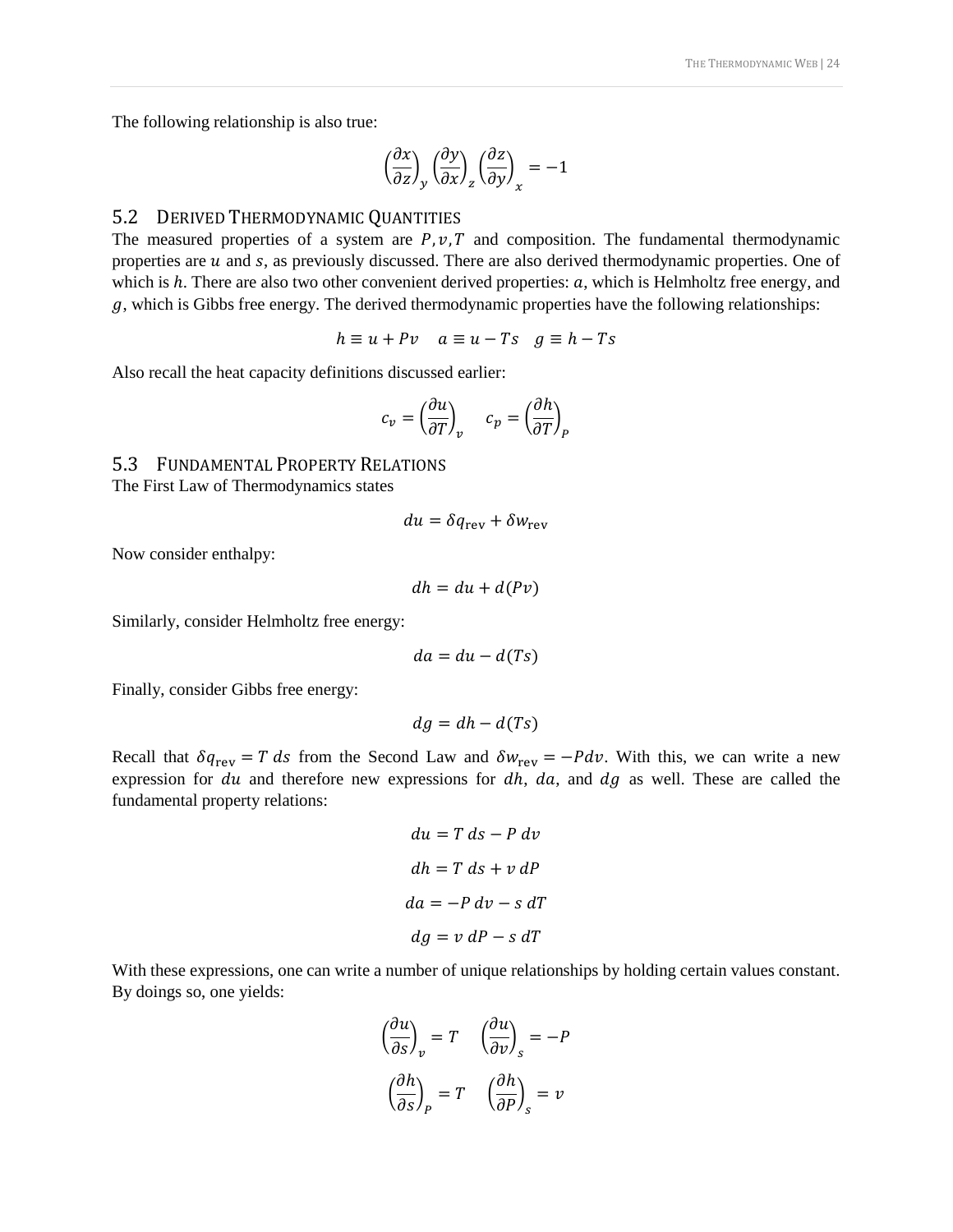The following relationship is also true:

$$\left(\frac{\partial x}{\partial z}\right)_y \left(\frac{\partial y}{\partial x}\right)_z \left(\frac{\partial z}{\partial y}\right)_x = -1$$

## 5.2 Derived Thermodynamic Quantities

The measured properties of a system are $P, v, T$ and composition. The fundamental thermodynamic properties are $u$ and $s$, as previously discussed. There are also derived thermodynamic properties. One of which is $h$. There are also two other convenient derived properties: $a$, which is Helmholtz free energy, and $g$, which is Gibbs free energy. The derived thermodynamic properties have the following relationships:

$$h \equiv u + Pv \quad a \equiv u - Ts \quad g \equiv h - Ts$$

Also recall the heat capacity definitions discussed earlier:

$$c_v = \left(\frac{\partial u}{\partial T}\right)_v \quad c_p = \left(\frac{\partial h}{\partial T}\right)_P$$

## 5.3 Fundamental Property Relations

The First Law of Thermodynamics states

$$du = \delta q_{\text{rev}} + \delta w_{\text{rev}}$$

Now consider enthalpy:

$$dh = du + d(Pv)$$

Similarly, consider Helmholtz free energy:

$$da = du - d(Ts)$$

Finally, consider Gibbs free energy:

$$dg = dh - d(Ts)$$

Recall that $\delta q_{\text{rev}} = T\,ds$ from the Second Law and $\delta w_{\text{rev}} = -Pdv$. With this, we can write a new expression for $du$ and therefore new expressions for $dh$, $da$, and $dg$ as well. These are called the fundamental property relations:

$$du = T\,ds - P\,dv$$

$$dh = T\,ds + v\,dP$$

$$da = -P\,dv - s\,dT$$

$$dg = v\,dP - s\,dT$$

With these expressions, one can write a number of unique relationships by holding certain values constant. By doings so, one yields:

$$\left(\frac{\partial u}{\partial s}\right)_v = T \quad \left(\frac{\partial u}{\partial v}\right)_s = -P$$

$$\left(\frac{\partial h}{\partial s}\right)_P = T \quad \left(\frac{\partial h}{\partial P}\right)_s = v$$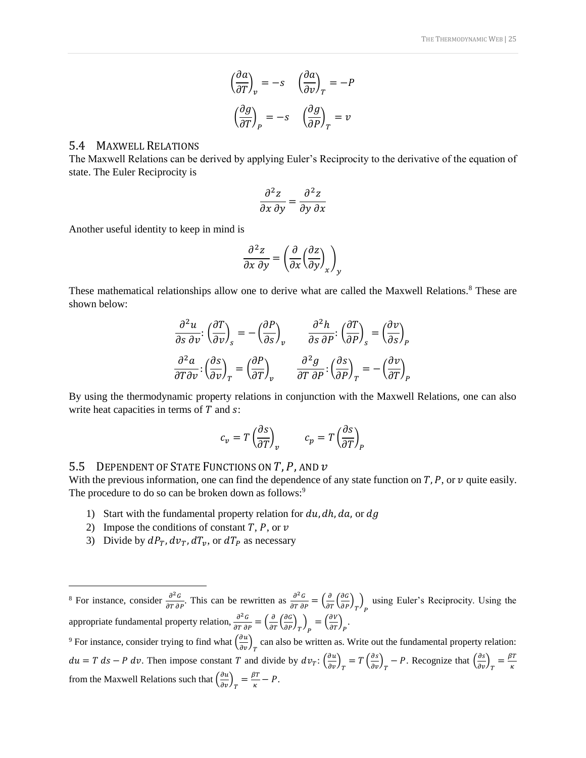$$\left(\frac{\partial a}{\partial T}\right)_v = -s \quad \left(\frac{\partial a}{\partial v}\right)_T = -P$$

$$\left(\frac{\partial g}{\partial T}\right)_P = -s \quad \left(\frac{\partial g}{\partial P}\right)_T = v$$

## 5.4 Maxwell Relations

The Maxwell Relations can be derived by applying Euler's Reciprocity to the derivative of the equation of state. The Euler Reciprocity is

$$\frac{\partial^2 z}{\partial x\, \partial y} = \frac{\partial^2 z}{\partial y\, \partial x}$$

Another useful identity to keep in mind is

$$\frac{\partial^2 z}{\partial x\, \partial y} = \left(\frac{\partial}{\partial x}\left(\frac{\partial z}{\partial y}\right)_x\right)_y$$

These mathematical relationships allow one to derive what are called the Maxwell Relations.[8] These are shown below:

$$\frac{\partial^2 u}{\partial s\, \partial v}: \left(\frac{\partial T}{\partial v}\right)_s = -\left(\frac{\partial P}{\partial s}\right)_v \qquad \frac{\partial^2 h}{\partial s\, \partial P}: \left(\frac{\partial T}{\partial P}\right)_s = \left(\frac{\partial v}{\partial s}\right)_P$$

$$\frac{\partial^2 a}{\partial T \partial v}: \left(\frac{\partial s}{\partial v}\right)_T = \left(\frac{\partial P}{\partial T}\right)_v \qquad \frac{\partial^2 g}{\partial T\, \partial P}: \left(\frac{\partial s}{\partial P}\right)_T = -\left(\frac{\partial v}{\partial T}\right)_P$$

By using the thermodynamic property relations in conjunction with the Maxwell Relations, one can also write heat capacities in terms of $T$ and $s$:

$$c_v = T\left(\frac{\partial s}{\partial T}\right)_v \qquad c_p = T\left(\frac{\partial s}{\partial T}\right)_P$$

## 5.5 Dependent of State Functions on $T, P,$ and $v$

With the previous information, one can find the dependence of any state function on $T, P$, or $v$ quite easily. The procedure to do so can be broken down as follows:[9]

1) Start with the fundamental property relation for $du, dh, da,$ or $dg$
2) Impose the conditions of constant $T$, $P$, or $v$
3) Divide by $dP_T, dv_T, dT_v$, or $dT_P$ as necessary

---

[8] For instance, consider $\frac{\partial^2 G}{\partial T\, \partial P}$. This can be rewritten as $\frac{\partial^2 G}{\partial T\, \partial P} = \left(\frac{\partial}{\partial T}\left(\frac{\partial G}{\partial P}\right)_T\right)_P$ using Euler's Reciprocity. Using the appropriate fundamental property relation, $\frac{\partial^2 G}{\partial T\, \partial P} = \left(\frac{\partial}{\partial T}\left(\frac{\partial G}{\partial P}\right)_T\right)_P = \left(\frac{\partial V}{\partial T}\right)_P$.

[9] For instance, consider trying to find what $\left(\frac{\partial u}{\partial v}\right)_T$ can also be written as. Write out the fundamental property relation: $du = T\, ds - P\, dv$. Then impose constant $T$ and divide by $dv_T$: $\left(\frac{\partial u}{\partial v}\right)_T = T\left(\frac{\partial s}{\partial v}\right)_T - P$. Recognize that $\left(\frac{\partial s}{\partial v}\right)_T = \frac{\beta T}{\kappa}$ from the Maxwell Relations such that $\left(\frac{\partial u}{\partial v}\right)_T = \frac{\beta T}{\kappa} - P$.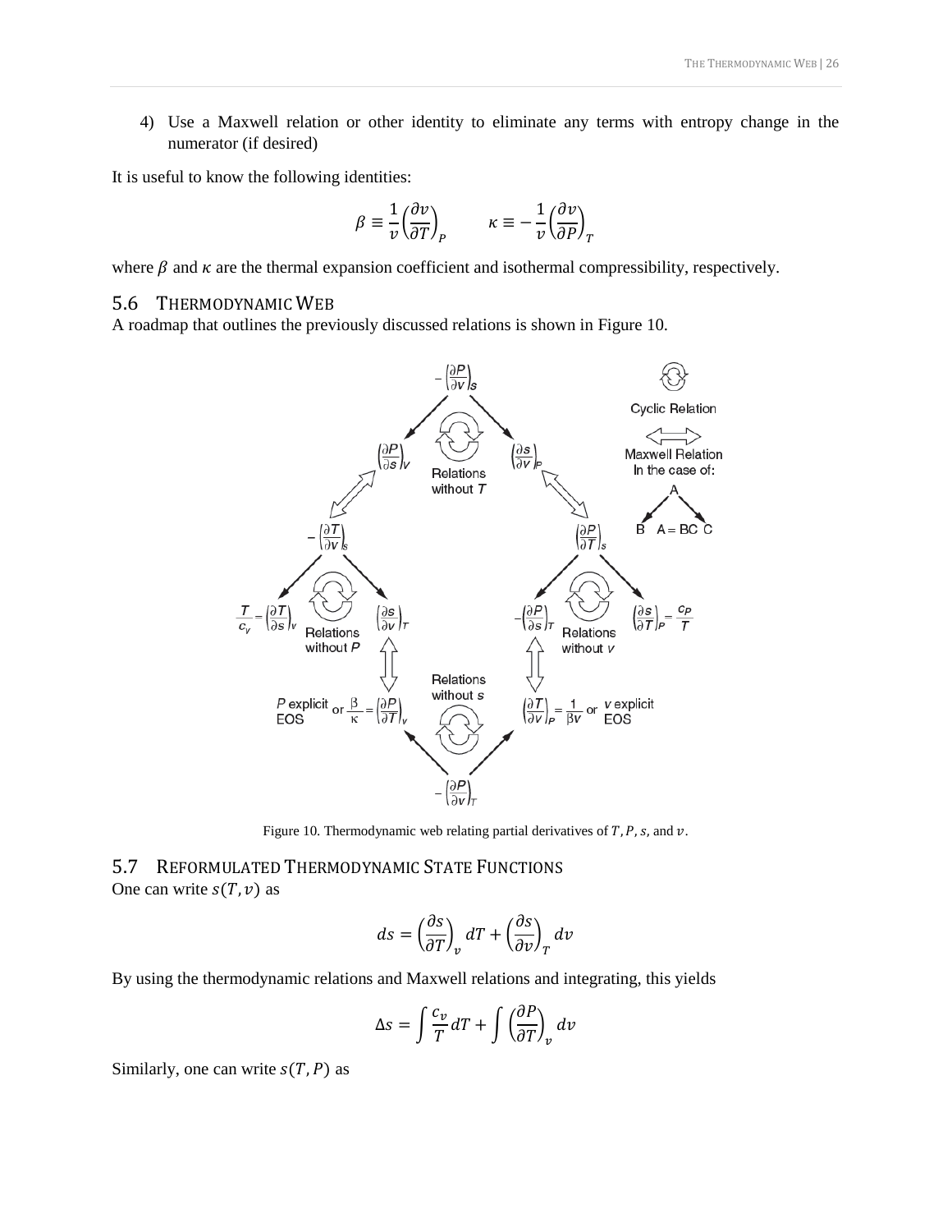4) Use a Maxwell relation or other identity to eliminate any terms with entropy change in the numerator (if desired)

It is useful to know the following identities:

$$\beta \equiv \frac{1}{v}\left(\frac{\partial v}{\partial T}\right)_P \qquad \kappa \equiv -\frac{1}{v}\left(\frac{\partial v}{\partial P}\right)_T$$

where $\beta$ and $\kappa$ are the thermal expansion coefficient and isothermal compressibility, respectively.

## 5.6 Thermodynamic Web

A roadmap that outlines the previously discussed relations is shown in Figure 10.

Figure 10. Thermodynamic web relating partial derivatives of $T, P, s,$ and $v$.

## 5.7 Reformulated Thermodynamic State Functions

One can write $s(T, v)$ as

$$ds = \left(\frac{\partial s}{\partial T}\right)_v dT + \left(\frac{\partial s}{\partial v}\right)_T dv$$

By using the thermodynamic relations and Maxwell relations and integrating, this yields

$$\Delta s = \int \frac{c_v}{T} dT + \int \left(\frac{\partial P}{\partial T}\right)_v dv$$

Similarly, one can write $s(T, P)$ as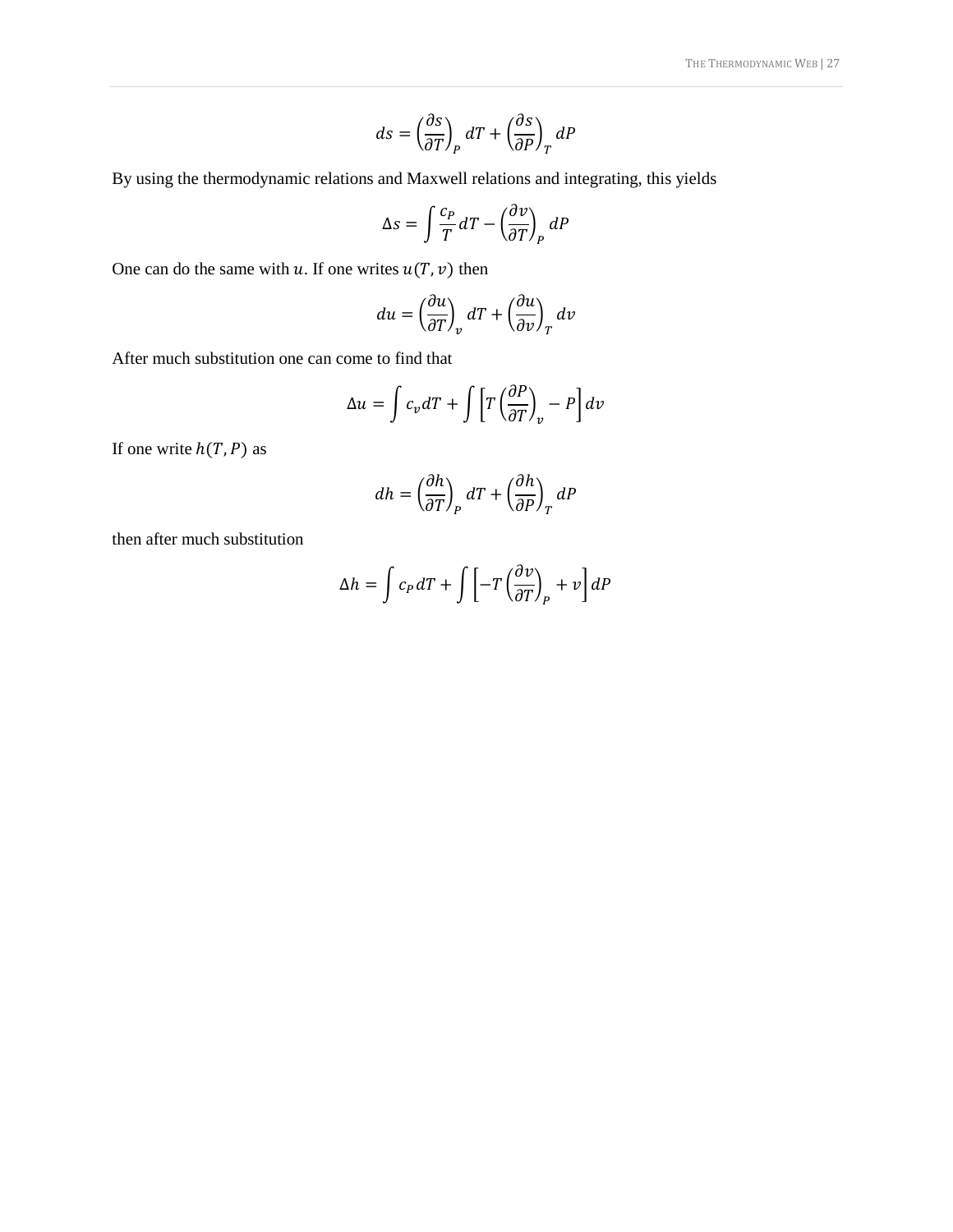$$ds = \left(\frac{\partial s}{\partial T}\right)_P dT + \left(\frac{\partial s}{\partial P}\right)_T dP$$

By using the thermodynamic relations and Maxwell relations and integrating, this yields

$$\Delta s = \int \frac{c_P}{T} dT - \left(\frac{\partial v}{\partial T}\right)_P dP$$

One can do the same with $u$. If one writes $u(T, v)$ then

$$du = \left(\frac{\partial u}{\partial T}\right)_v dT + \left(\frac{\partial u}{\partial v}\right)_T dv$$

After much substitution one can come to find that

$$\Delta u = \int c_v dT + \int \left[T\left(\frac{\partial P}{\partial T}\right)_v - P\right] dv$$

If one write $h(T, P)$ as

$$dh = \left(\frac{\partial h}{\partial T}\right)_P dT + \left(\frac{\partial h}{\partial P}\right)_T dP$$

then after much substitution

$$\Delta h = \int c_P dT + \int \left[-T\left(\frac{\partial v}{\partial T}\right)_P + v\right] dP$$